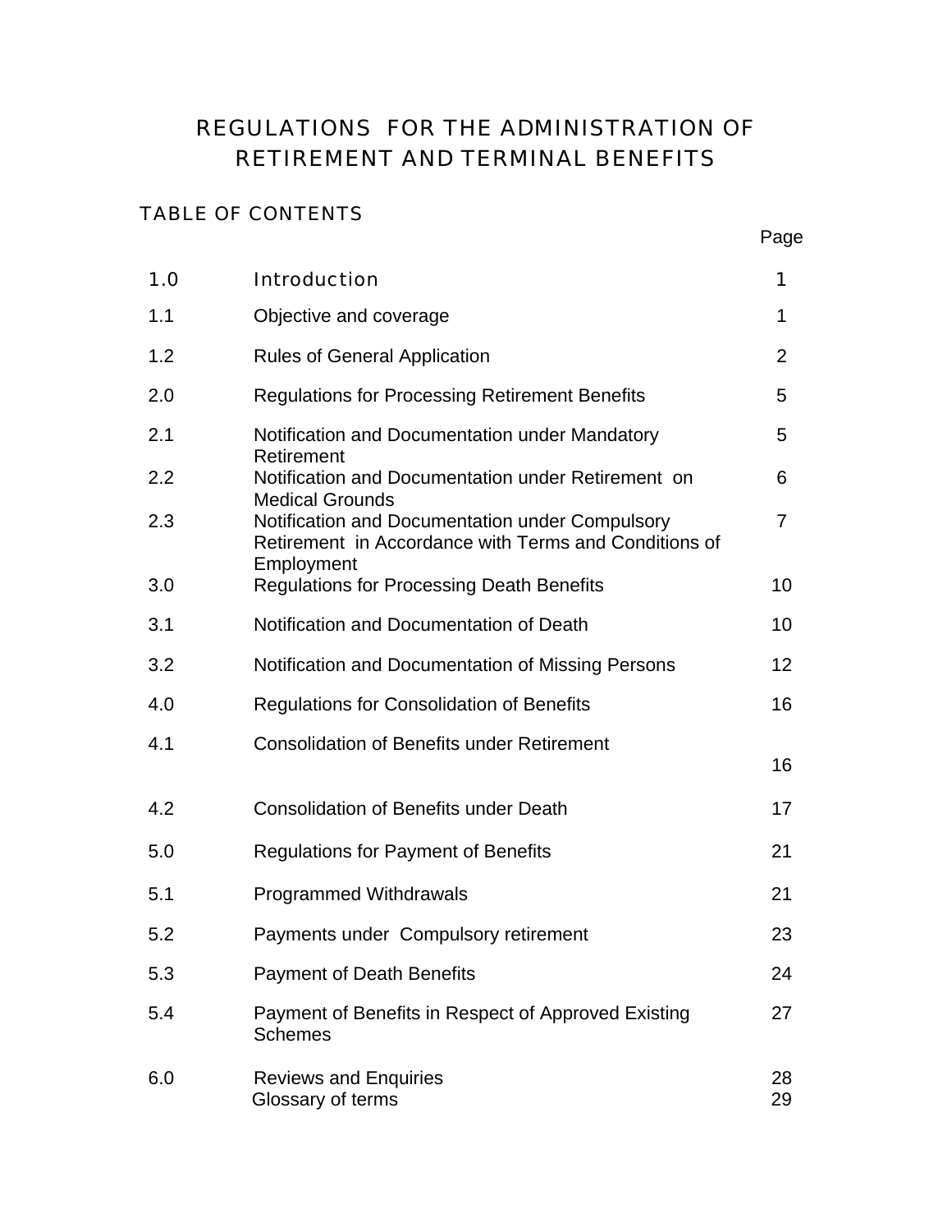# REGULATIONS FOR THE ADMINISTRATION OF RETIREMENT AND TERMINAL BENEFITS

## TABLE OF CONTENTS

| | | Page |
|---|---|---|
| 1.0 | Introduction | 1 |
| 1.1 | Objective and coverage | 1 |
| 1.2 | Rules of General Application | 2 |
| 2.0 | Regulations for Processing Retirement Benefits | 5 |
| 2.1 | Notification and Documentation under Mandatory Retirement | 5 |
| 2.2 | Notification and Documentation under Retirement on Medical Grounds | 6 |
| 2.3 | Notification and Documentation under Compulsory Retirement in Accordance with Terms and Conditions of Employment | 7 |
| 3.0 | Regulations for Processing Death Benefits | 10 |
| 3.1 | Notification and Documentation of Death | 10 |
| 3.2 | Notification and Documentation of Missing Persons | 12 |
| 4.0 | Regulations for Consolidation of Benefits | 16 |
| 4.1 | Consolidation of Benefits under Retirement | 16 |
| 4.2 | Consolidation of Benefits under Death | 17 |
| 5.0 | Regulations for Payment of Benefits | 21 |
| 5.1 | Programmed Withdrawals | 21 |
| 5.2 | Payments under Compulsory retirement | 23 |
| 5.3 | Payment of Death Benefits | 24 |
| 5.4 | Payment of Benefits in Respect of Approved Existing Schemes | 27 |
| 6.0 | Reviews and Enquiries | 28 |
| | Glossary of terms | 29 |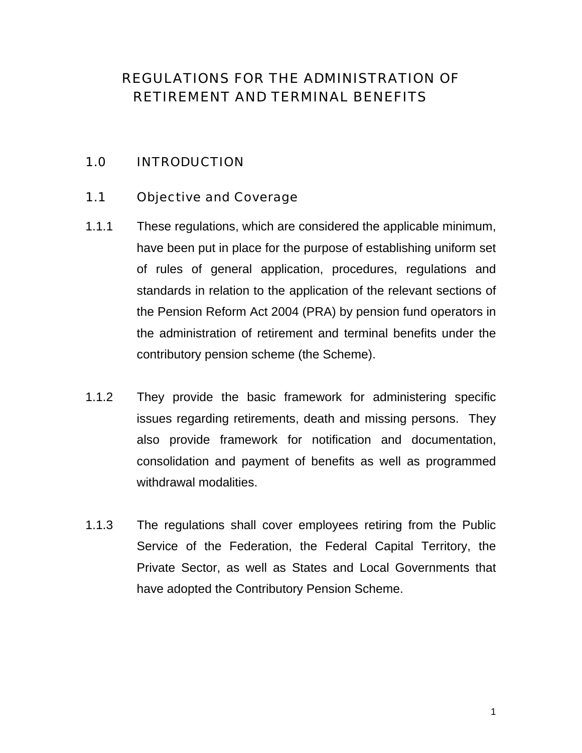# REGULATIONS FOR THE ADMINISTRATION OF RETIREMENT AND TERMINAL BENEFITS

## 1.0 INTRODUCTION

### 1.1 Objective and Coverage

1.1.1 These regulations, which are considered the applicable minimum, have been put in place for the purpose of establishing uniform set of rules of general application, procedures, regulations and standards in relation to the application of the relevant sections of the Pension Reform Act 2004 (PRA) by pension fund operators in the administration of retirement and terminal benefits under the contributory pension scheme (the Scheme).

1.1.2 They provide the basic framework for administering specific issues regarding retirements, death and missing persons. They also provide framework for notification and documentation, consolidation and payment of benefits as well as programmed withdrawal modalities.

1.1.3 The regulations shall cover employees retiring from the Public Service of the Federation, the Federal Capital Territory, the Private Sector, as well as States and Local Governments that have adopted the Contributory Pension Scheme.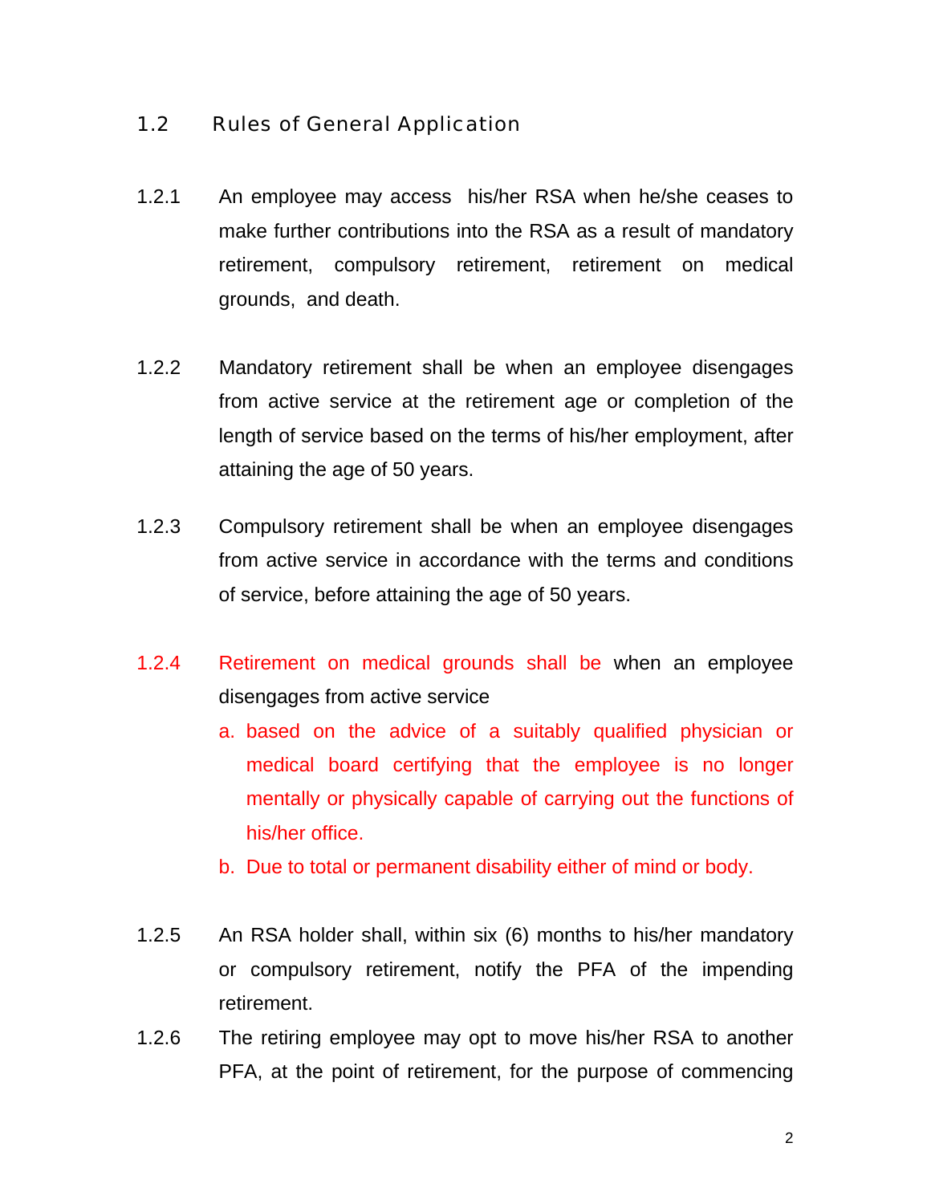## 1.2 Rules of General Application

1.2.1 An employee may access his/her RSA when he/she ceases to make further contributions into the RSA as a result of mandatory retirement, compulsory retirement, retirement on medical grounds, and death.

1.2.2 Mandatory retirement shall be when an employee disengages from active service at the retirement age or completion of the length of service based on the terms of his/her employment, after attaining the age of 50 years.

1.2.3 Compulsory retirement shall be when an employee disengages from active service in accordance with the terms and conditions of service, before attaining the age of 50 years.

1.2.4 Retirement on medical grounds shall be when an employee disengages from active service

a. based on the advice of a suitably qualified physician or medical board certifying that the employee is no longer mentally or physically capable of carrying out the functions of his/her office.

b. Due to total or permanent disability either of mind or body.

1.2.5 An RSA holder shall, within six (6) months to his/her mandatory or compulsory retirement, notify the PFA of the impending retirement.

1.2.6 The retiring employee may opt to move his/her RSA to another PFA, at the point of retirement, for the purpose of commencing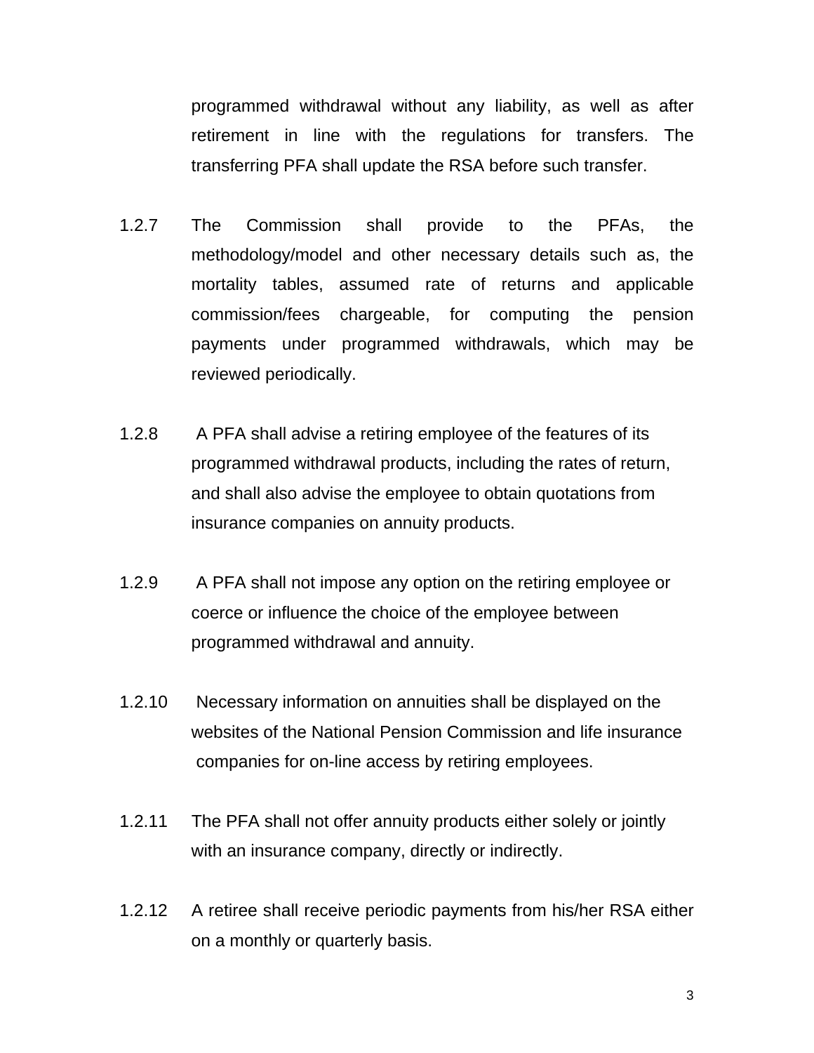programmed withdrawal without any liability, as well as after retirement in line with the regulations for transfers. The transferring PFA shall update the RSA before such transfer.

1.2.7 The Commission shall provide to the PFAs, the methodology/model and other necessary details such as, the mortality tables, assumed rate of returns and applicable commission/fees chargeable, for computing the pension payments under programmed withdrawals, which may be reviewed periodically.

1.2.8 A PFA shall advise a retiring employee of the features of its programmed withdrawal products, including the rates of return, and shall also advise the employee to obtain quotations from insurance companies on annuity products.

1.2.9 A PFA shall not impose any option on the retiring employee or coerce or influence the choice of the employee between programmed withdrawal and annuity.

1.2.10 Necessary information on annuities shall be displayed on the websites of the National Pension Commission and life insurance companies for on-line access by retiring employees.

1.2.11 The PFA shall not offer annuity products either solely or jointly with an insurance company, directly or indirectly.

1.2.12 A retiree shall receive periodic payments from his/her RSA either on a monthly or quarterly basis.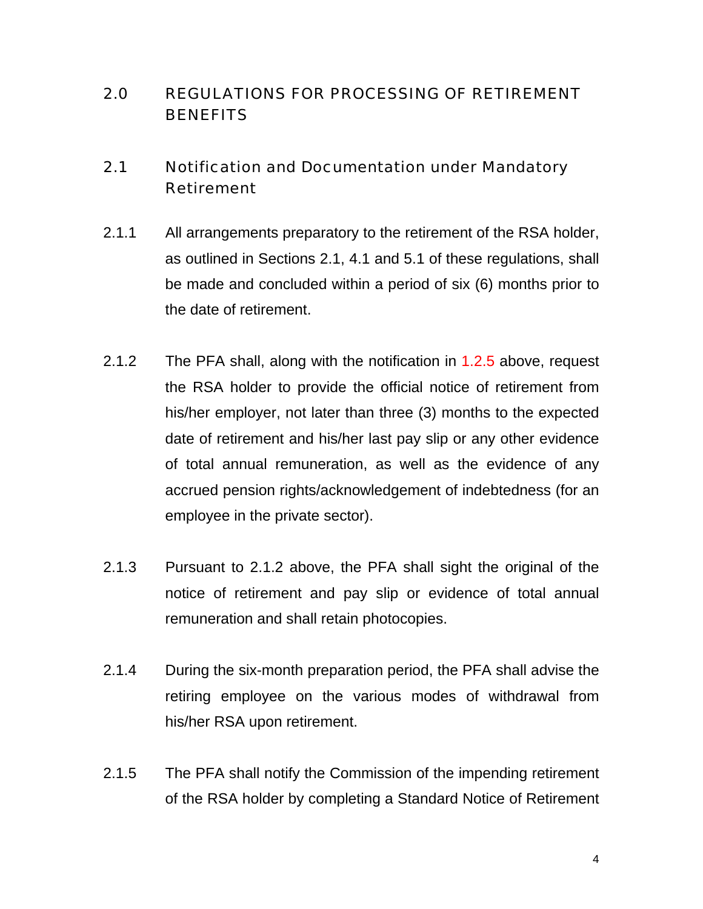## 2.0 REGULATIONS FOR PROCESSING OF RETIREMENT BENEFITS

### 2.1 Notification and Documentation under Mandatory Retirement

2.1.1 All arrangements preparatory to the retirement of the RSA holder, as outlined in Sections 2.1, 4.1 and 5.1 of these regulations, shall be made and concluded within a period of six (6) months prior to the date of retirement.

2.1.2 The PFA shall, along with the notification in 1.2.5 above, request the RSA holder to provide the official notice of retirement from his/her employer, not later than three (3) months to the expected date of retirement and his/her last pay slip or any other evidence of total annual remuneration, as well as the evidence of any accrued pension rights/acknowledgement of indebtedness (for an employee in the private sector).

2.1.3 Pursuant to 2.1.2 above, the PFA shall sight the original of the notice of retirement and pay slip or evidence of total annual remuneration and shall retain photocopies.

2.1.4 During the six-month preparation period, the PFA shall advise the retiring employee on the various modes of withdrawal from his/her RSA upon retirement.

2.1.5 The PFA shall notify the Commission of the impending retirement of the RSA holder by completing a Standard Notice of Retirement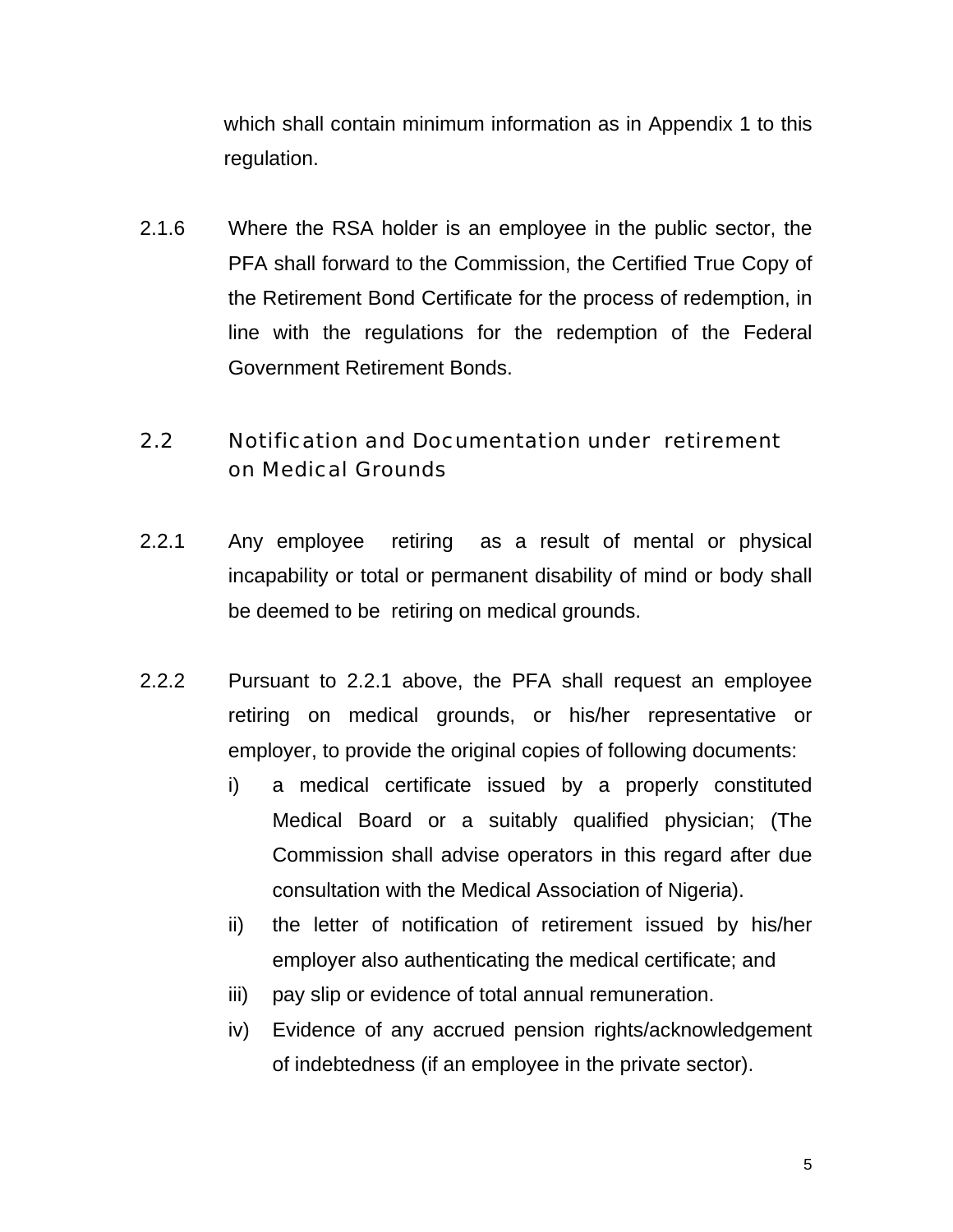which shall contain minimum information as in Appendix 1 to this regulation.

2.1.6 Where the RSA holder is an employee in the public sector, the PFA shall forward to the Commission, the Certified True Copy of the Retirement Bond Certificate for the process of redemption, in line with the regulations for the redemption of the Federal Government Retirement Bonds.

## 2.2 Notification and Documentation under retirement on Medical Grounds

2.2.1 Any employee retiring as a result of mental or physical incapability or total or permanent disability of mind or body shall be deemed to be retiring on medical grounds.

2.2.2 Pursuant to 2.2.1 above, the PFA shall request an employee retiring on medical grounds, or his/her representative or employer, to provide the original copies of following documents:

i) a medical certificate issued by a properly constituted Medical Board or a suitably qualified physician; (The Commission shall advise operators in this regard after due consultation with the Medical Association of Nigeria).

ii) the letter of notification of retirement issued by his/her employer also authenticating the medical certificate; and

iii) pay slip or evidence of total annual remuneration.

iv) Evidence of any accrued pension rights/acknowledgement of indebtedness (if an employee in the private sector).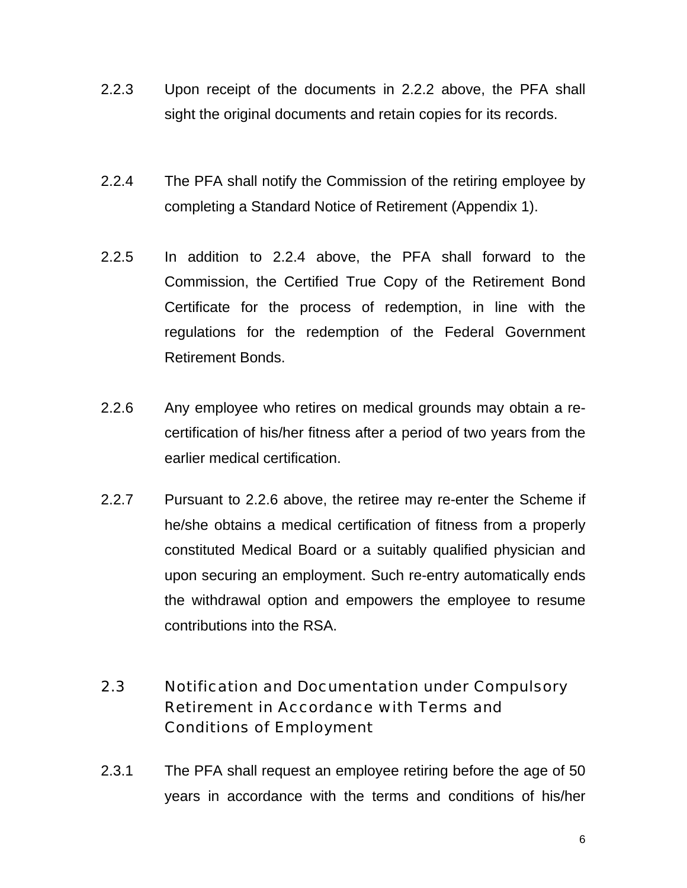2.2.3 Upon receipt of the documents in 2.2.2 above, the PFA shall sight the original documents and retain copies for its records.

2.2.4 The PFA shall notify the Commission of the retiring employee by completing a Standard Notice of Retirement (Appendix 1).

2.2.5 In addition to 2.2.4 above, the PFA shall forward to the Commission, the Certified True Copy of the Retirement Bond Certificate for the process of redemption, in line with the regulations for the redemption of the Federal Government Retirement Bonds.

2.2.6 Any employee who retires on medical grounds may obtain a re-certification of his/her fitness after a period of two years from the earlier medical certification.

2.2.7 Pursuant to 2.2.6 above, the retiree may re-enter the Scheme if he/she obtains a medical certification of fitness from a properly constituted Medical Board or a suitably qualified physician and upon securing an employment. Such re-entry automatically ends the withdrawal option and empowers the employee to resume contributions into the RSA.

## 2.3 Notification and Documentation under Compulsory Retirement in Accordance with Terms and Conditions of Employment

2.3.1 The PFA shall request an employee retiring before the age of 50 years in accordance with the terms and conditions of his/her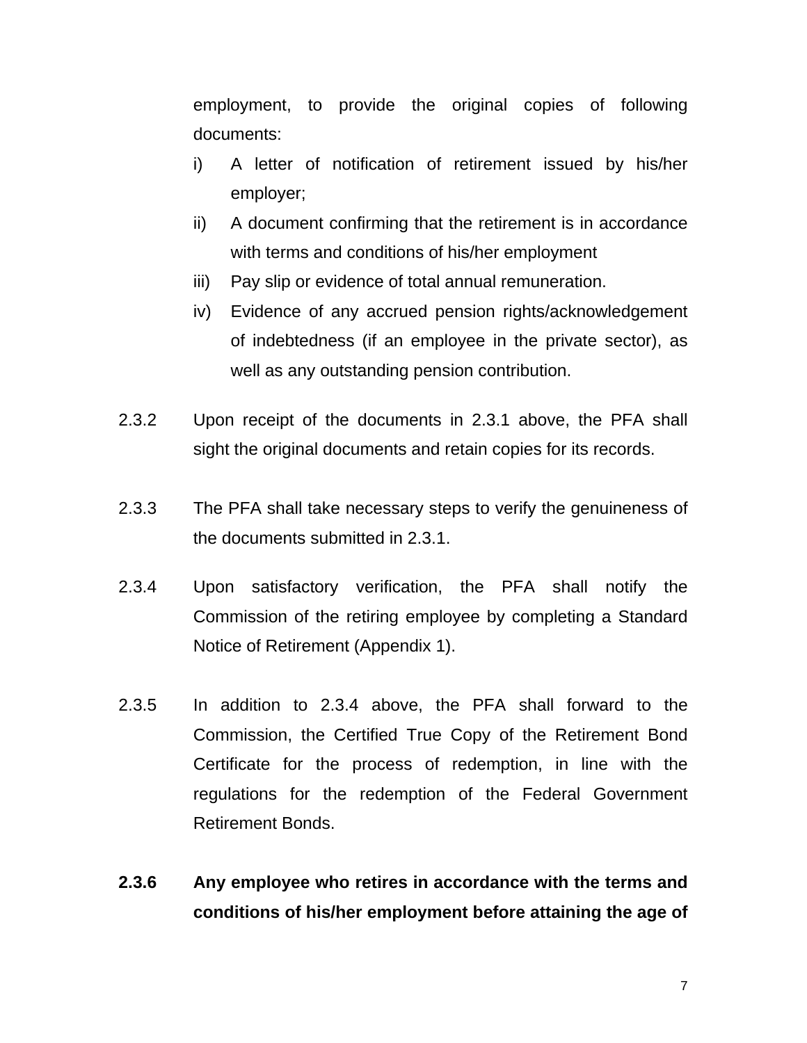employment, to provide the original copies of following documents:

i) A letter of notification of retirement issued by his/her employer;

ii) A document confirming that the retirement is in accordance with terms and conditions of his/her employment

iii) Pay slip or evidence of total annual remuneration.

iv) Evidence of any accrued pension rights/acknowledgement of indebtedness (if an employee in the private sector), as well as any outstanding pension contribution.

2.3.2 Upon receipt of the documents in 2.3.1 above, the PFA shall sight the original documents and retain copies for its records.

2.3.3 The PFA shall take necessary steps to verify the genuineness of the documents submitted in 2.3.1.

2.3.4 Upon satisfactory verification, the PFA shall notify the Commission of the retiring employee by completing a Standard Notice of Retirement (Appendix 1).

2.3.5 In addition to 2.3.4 above, the PFA shall forward to the Commission, the Certified True Copy of the Retirement Bond Certificate for the process of redemption, in line with the regulations for the redemption of the Federal Government Retirement Bonds.

**2.3.6 Any employee who retires in accordance with the terms and conditions of his/her employment before attaining the age of**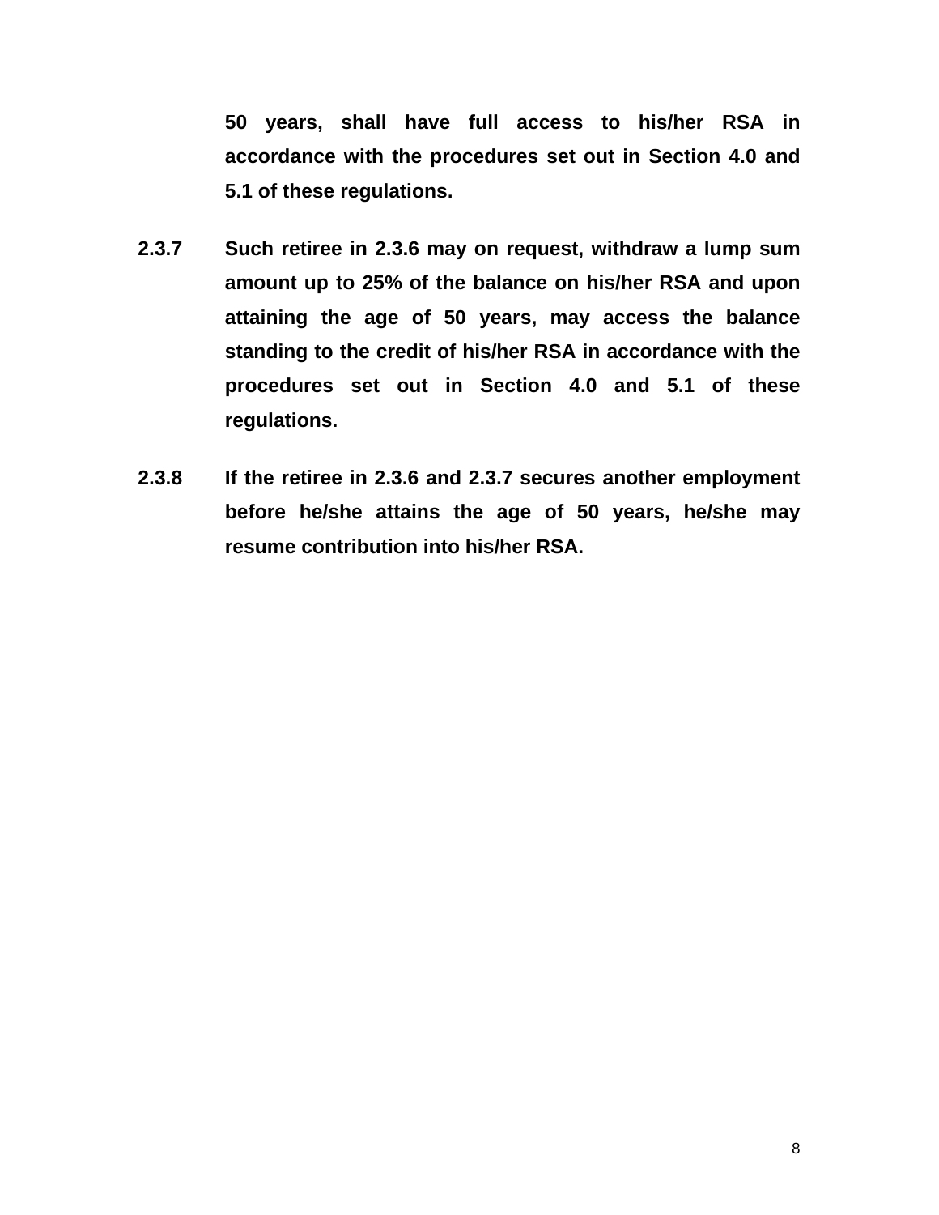**50 years, shall have full access to his/her RSA in accordance with the procedures set out in Section 4.0 and 5.1 of these regulations.**

**2.3.7 Such retiree in 2.3.6 may on request, withdraw a lump sum amount up to 25% of the balance on his/her RSA and upon attaining the age of 50 years, may access the balance standing to the credit of his/her RSA in accordance with the procedures set out in Section 4.0 and 5.1 of these regulations.**

**2.3.8 If the retiree in 2.3.6 and 2.3.7 secures another employment before he/she attains the age of 50 years, he/she may resume contribution into his/her RSA.**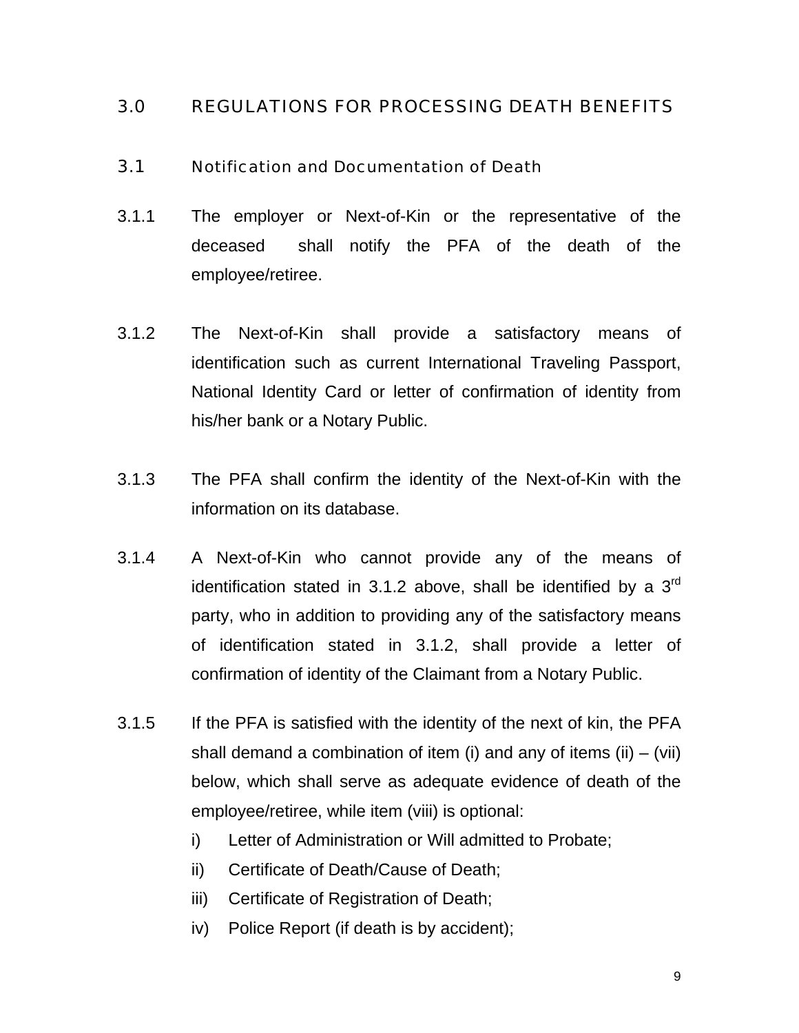## 3.0 REGULATIONS FOR PROCESSING DEATH BENEFITS

### 3.1 Notification and Documentation of Death

3.1.1 The employer or Next-of-Kin or the representative of the deceased shall notify the PFA of the death of the employee/retiree.

3.1.2 The Next-of-Kin shall provide a satisfactory means of identification such as current International Traveling Passport, National Identity Card or letter of confirmation of identity from his/her bank or a Notary Public.

3.1.3 The PFA shall confirm the identity of the Next-of-Kin with the information on its database.

3.1.4 A Next-of-Kin who cannot provide any of the means of identification stated in 3.1.2 above, shall be identified by a 3rd party, who in addition to providing any of the satisfactory means of identification stated in 3.1.2, shall provide a letter of confirmation of identity of the Claimant from a Notary Public.

3.1.5 If the PFA is satisfied with the identity of the next of kin, the PFA shall demand a combination of item (i) and any of items (ii) – (vii) below, which shall serve as adequate evidence of death of the employee/retiree, while item (viii) is optional:

i) Letter of Administration or Will admitted to Probate;
ii) Certificate of Death/Cause of Death;
iii) Certificate of Registration of Death;
iv) Police Report (if death is by accident);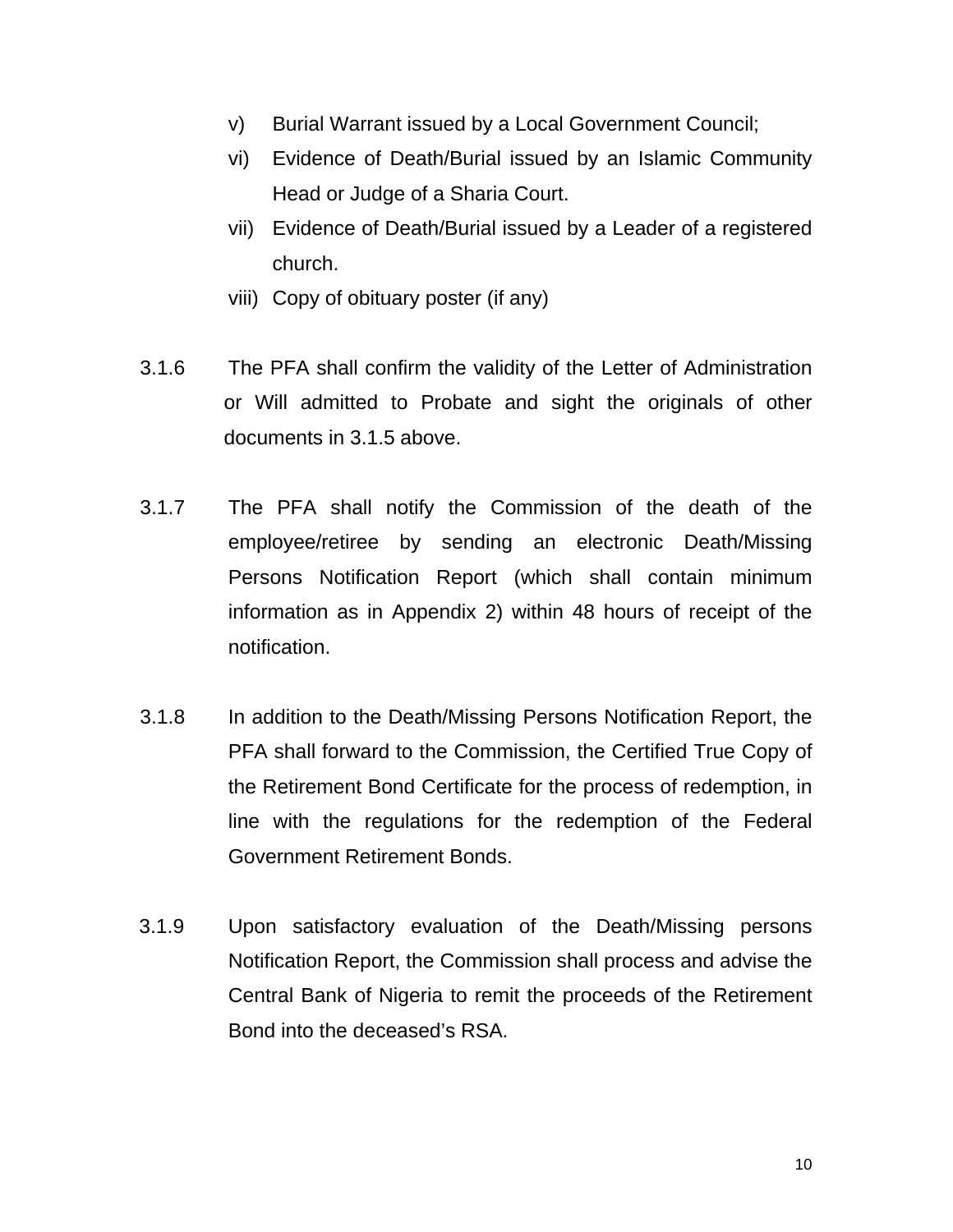v) Burial Warrant issued by a Local Government Council;

vi) Evidence of Death/Burial issued by an Islamic Community Head or Judge of a Sharia Court.

vii) Evidence of Death/Burial issued by a Leader of a registered church.

viii) Copy of obituary poster (if any)

3.1.6 The PFA shall confirm the validity of the Letter of Administration or Will admitted to Probate and sight the originals of other documents in 3.1.5 above.

3.1.7 The PFA shall notify the Commission of the death of the employee/retiree by sending an electronic Death/Missing Persons Notification Report (which shall contain minimum information as in Appendix 2) within 48 hours of receipt of the notification.

3.1.8 In addition to the Death/Missing Persons Notification Report, the PFA shall forward to the Commission, the Certified True Copy of the Retirement Bond Certificate for the process of redemption, in line with the regulations for the redemption of the Federal Government Retirement Bonds.

3.1.9 Upon satisfactory evaluation of the Death/Missing persons Notification Report, the Commission shall process and advise the Central Bank of Nigeria to remit the proceeds of the Retirement Bond into the deceased's RSA.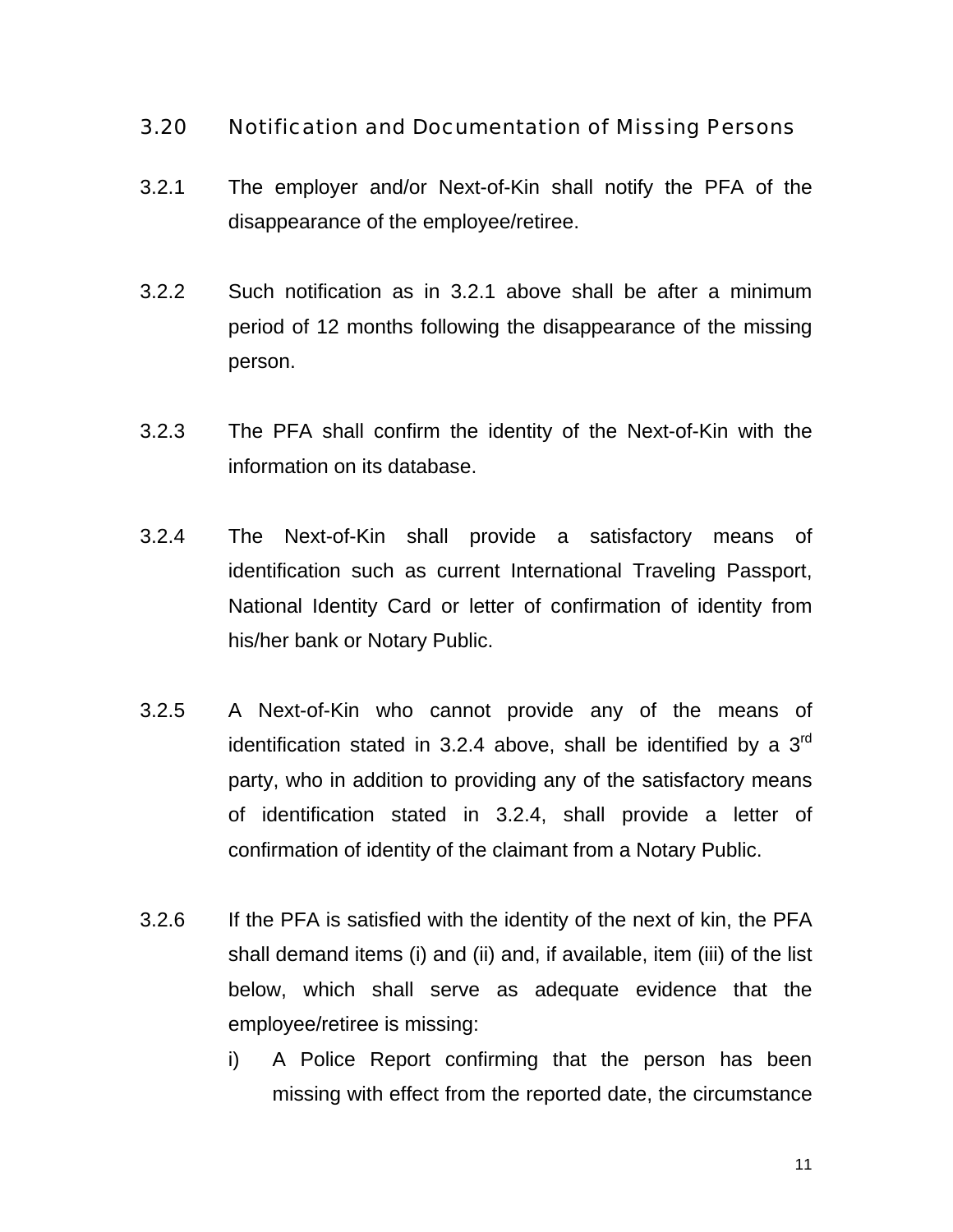## 3.20 Notification and Documentation of Missing Persons

3.2.1 The employer and/or Next-of-Kin shall notify the PFA of the disappearance of the employee/retiree.

3.2.2 Such notification as in 3.2.1 above shall be after a minimum period of 12 months following the disappearance of the missing person.

3.2.3 The PFA shall confirm the identity of the Next-of-Kin with the information on its database.

3.2.4 The Next-of-Kin shall provide a satisfactory means of identification such as current International Traveling Passport, National Identity Card or letter of confirmation of identity from his/her bank or Notary Public.

3.2.5 A Next-of-Kin who cannot provide any of the means of identification stated in 3.2.4 above, shall be identified by a 3rd party, who in addition to providing any of the satisfactory means of identification stated in 3.2.4, shall provide a letter of confirmation of identity of the claimant from a Notary Public.

3.2.6 If the PFA is satisfied with the identity of the next of kin, the PFA shall demand items (i) and (ii) and, if available, item (iii) of the list below, which shall serve as adequate evidence that the employee/retiree is missing:

i) A Police Report confirming that the person has been missing with effect from the reported date, the circumstance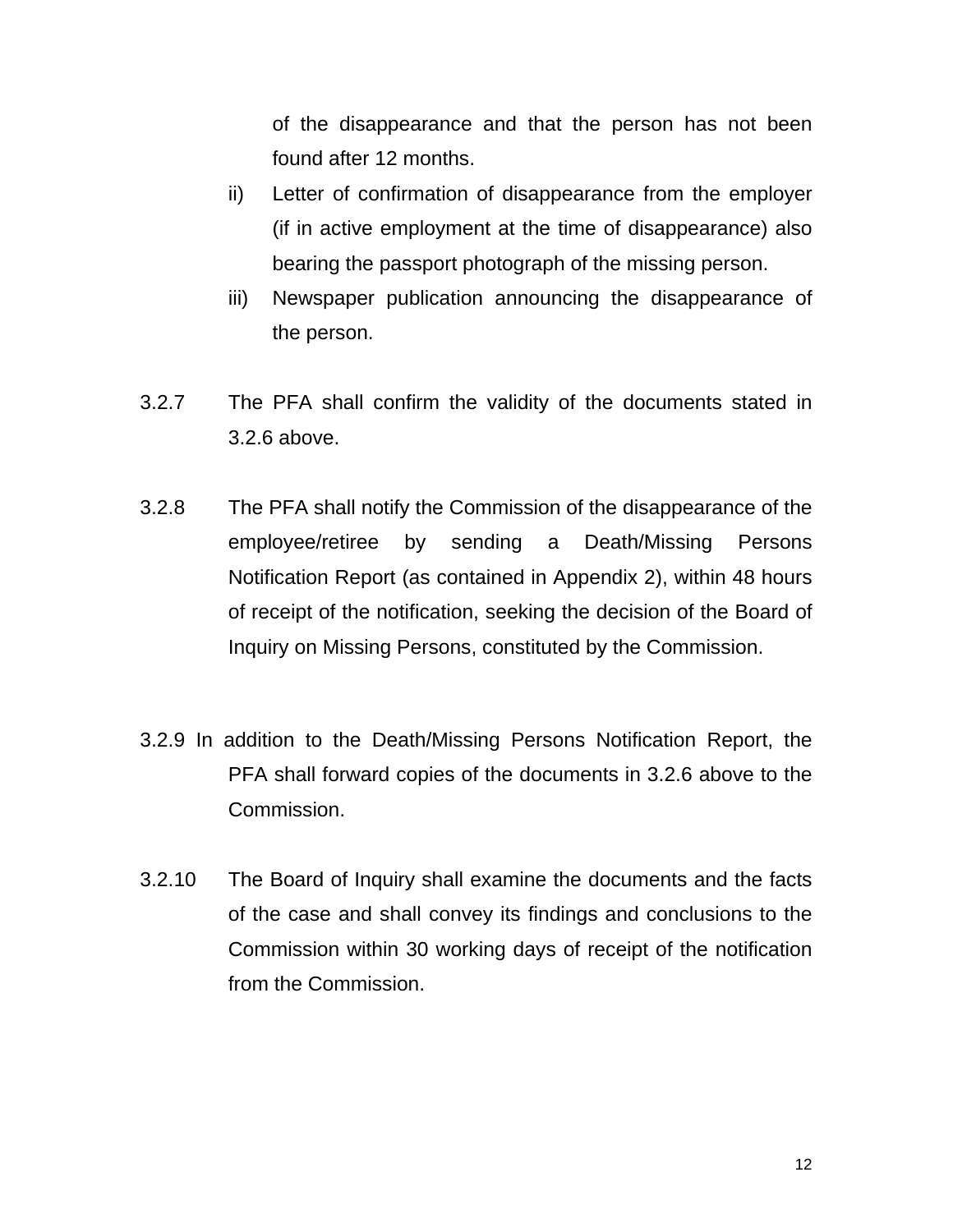of the disappearance and that the person has not been found after 12 months.

ii) Letter of confirmation of disappearance from the employer (if in active employment at the time of disappearance) also bearing the passport photograph of the missing person.

iii) Newspaper publication announcing the disappearance of the person.

3.2.7 The PFA shall confirm the validity of the documents stated in 3.2.6 above.

3.2.8 The PFA shall notify the Commission of the disappearance of the employee/retiree by sending a Death/Missing Persons Notification Report (as contained in Appendix 2), within 48 hours of receipt of the notification, seeking the decision of the Board of Inquiry on Missing Persons, constituted by the Commission.

3.2.9 In addition to the Death/Missing Persons Notification Report, the PFA shall forward copies of the documents in 3.2.6 above to the Commission.

3.2.10 The Board of Inquiry shall examine the documents and the facts of the case and shall convey its findings and conclusions to the Commission within 30 working days of receipt of the notification from the Commission.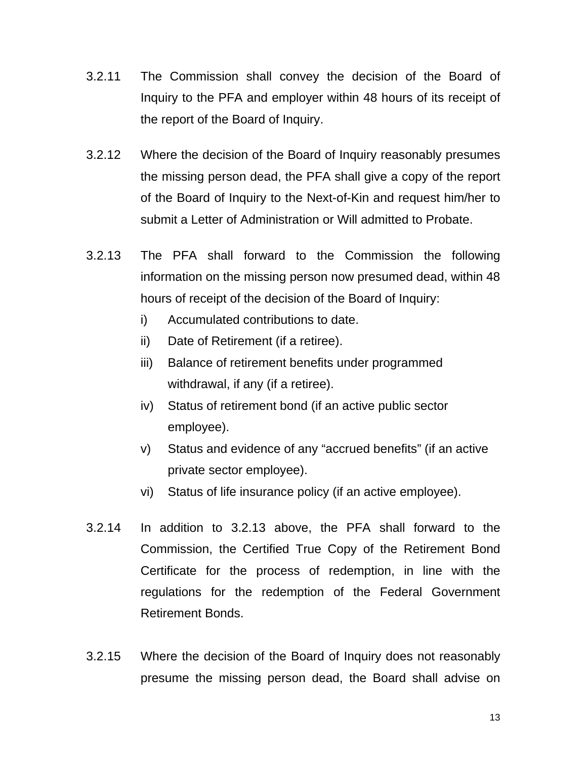3.2.11 The Commission shall convey the decision of the Board of Inquiry to the PFA and employer within 48 hours of its receipt of the report of the Board of Inquiry.

3.2.12 Where the decision of the Board of Inquiry reasonably presumes the missing person dead, the PFA shall give a copy of the report of the Board of Inquiry to the Next-of-Kin and request him/her to submit a Letter of Administration or Will admitted to Probate.

3.2.13 The PFA shall forward to the Commission the following information on the missing person now presumed dead, within 48 hours of receipt of the decision of the Board of Inquiry:

i) Accumulated contributions to date.
ii) Date of Retirement (if a retiree).
iii) Balance of retirement benefits under programmed withdrawal, if any (if a retiree).
iv) Status of retirement bond (if an active public sector employee).
v) Status and evidence of any "accrued benefits" (if an active private sector employee).
vi) Status of life insurance policy (if an active employee).

3.2.14 In addition to 3.2.13 above, the PFA shall forward to the Commission, the Certified True Copy of the Retirement Bond Certificate for the process of redemption, in line with the regulations for the redemption of the Federal Government Retirement Bonds.

3.2.15 Where the decision of the Board of Inquiry does not reasonably presume the missing person dead, the Board shall advise on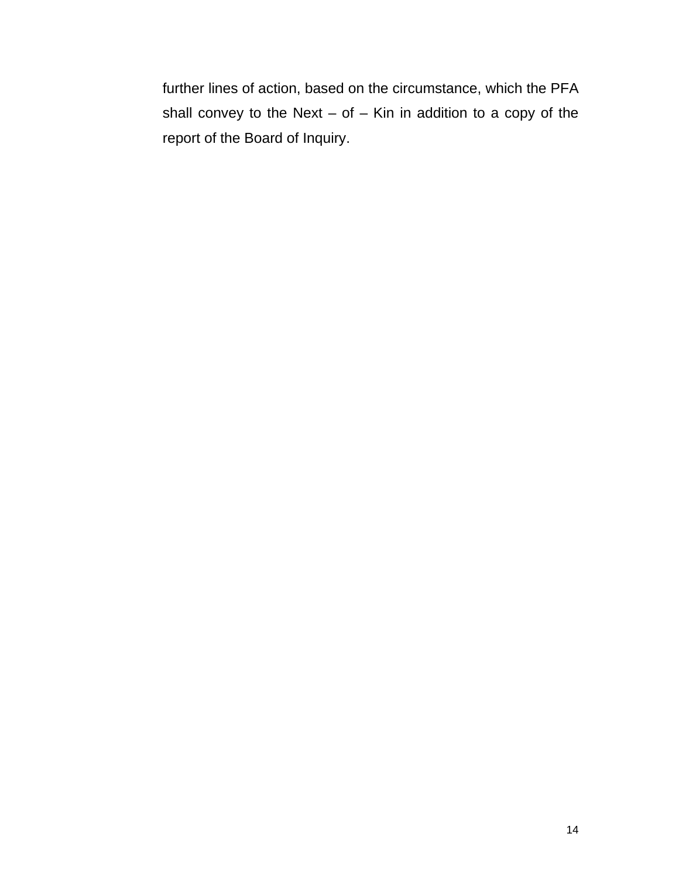further lines of action, based on the circumstance, which the PFA shall convey to the Next – of – Kin in addition to a copy of the report of the Board of Inquiry.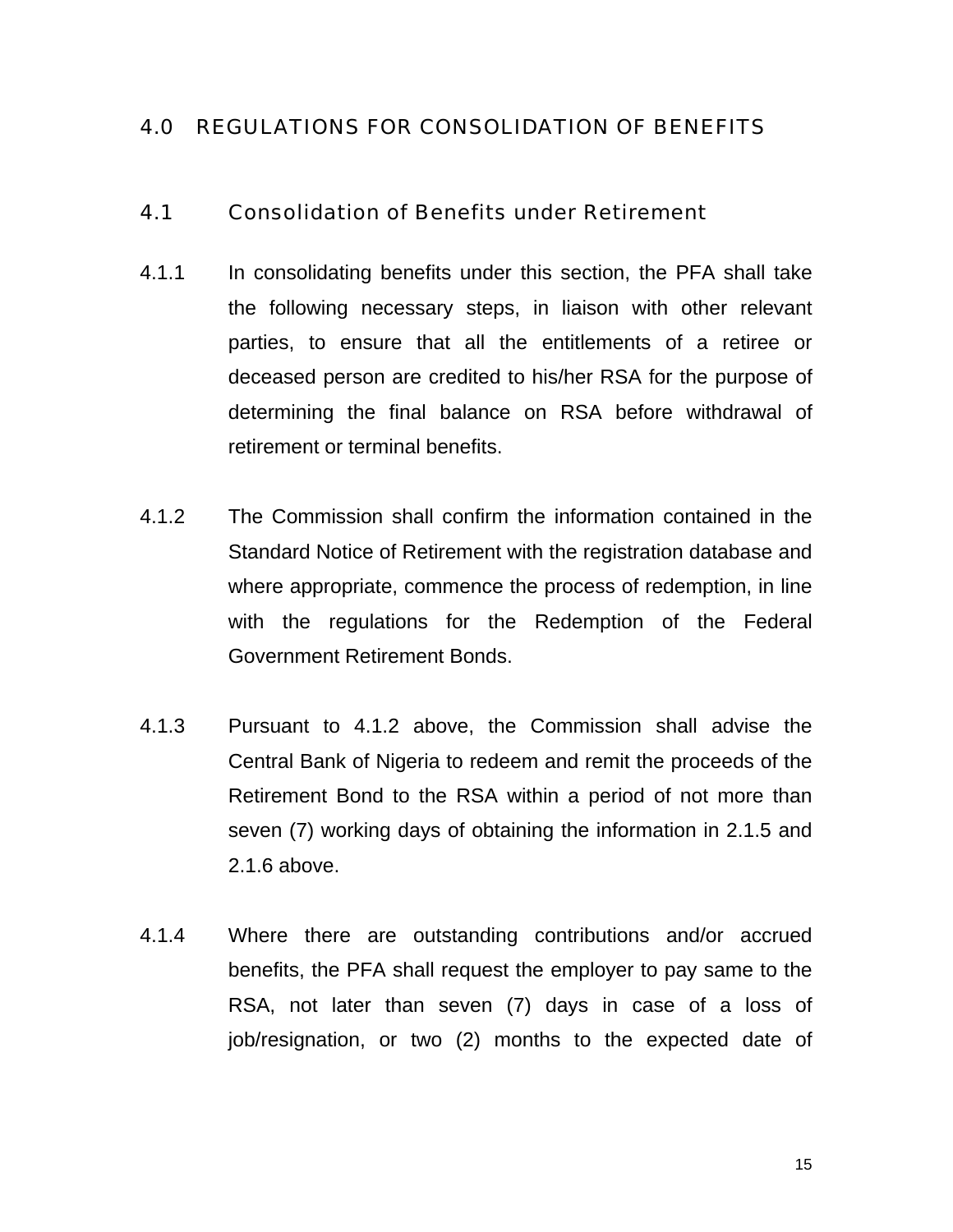## 4.0 REGULATIONS FOR CONSOLIDATION OF BENEFITS

### 4.1 Consolidation of Benefits under Retirement

4.1.1 In consolidating benefits under this section, the PFA shall take the following necessary steps, in liaison with other relevant parties, to ensure that all the entitlements of a retiree or deceased person are credited to his/her RSA for the purpose of determining the final balance on RSA before withdrawal of retirement or terminal benefits.

4.1.2 The Commission shall confirm the information contained in the Standard Notice of Retirement with the registration database and where appropriate, commence the process of redemption, in line with the regulations for the Redemption of the Federal Government Retirement Bonds.

4.1.3 Pursuant to 4.1.2 above, the Commission shall advise the Central Bank of Nigeria to redeem and remit the proceeds of the Retirement Bond to the RSA within a period of not more than seven (7) working days of obtaining the information in 2.1.5 and 2.1.6 above.

4.1.4 Where there are outstanding contributions and/or accrued benefits, the PFA shall request the employer to pay same to the RSA, not later than seven (7) days in case of a loss of job/resignation, or two (2) months to the expected date of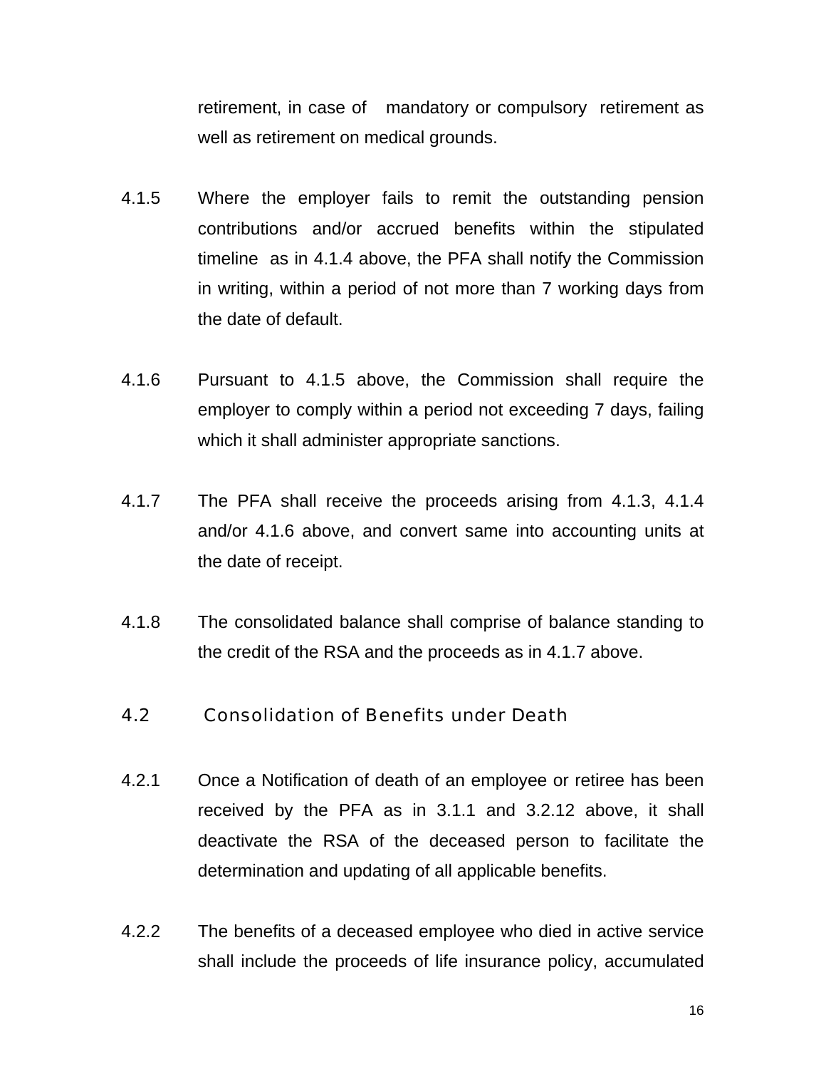retirement, in case of mandatory or compulsory retirement as well as retirement on medical grounds.

4.1.5 Where the employer fails to remit the outstanding pension contributions and/or accrued benefits within the stipulated timeline as in 4.1.4 above, the PFA shall notify the Commission in writing, within a period of not more than 7 working days from the date of default.

4.1.6 Pursuant to 4.1.5 above, the Commission shall require the employer to comply within a period not exceeding 7 days, failing which it shall administer appropriate sanctions.

4.1.7 The PFA shall receive the proceeds arising from 4.1.3, 4.1.4 and/or 4.1.6 above, and convert same into accounting units at the date of receipt.

4.1.8 The consolidated balance shall comprise of balance standing to the credit of the RSA and the proceeds as in 4.1.7 above.

## 4.2 Consolidation of Benefits under Death

4.2.1 Once a Notification of death of an employee or retiree has been received by the PFA as in 3.1.1 and 3.2.12 above, it shall deactivate the RSA of the deceased person to facilitate the determination and updating of all applicable benefits.

4.2.2 The benefits of a deceased employee who died in active service shall include the proceeds of life insurance policy, accumulated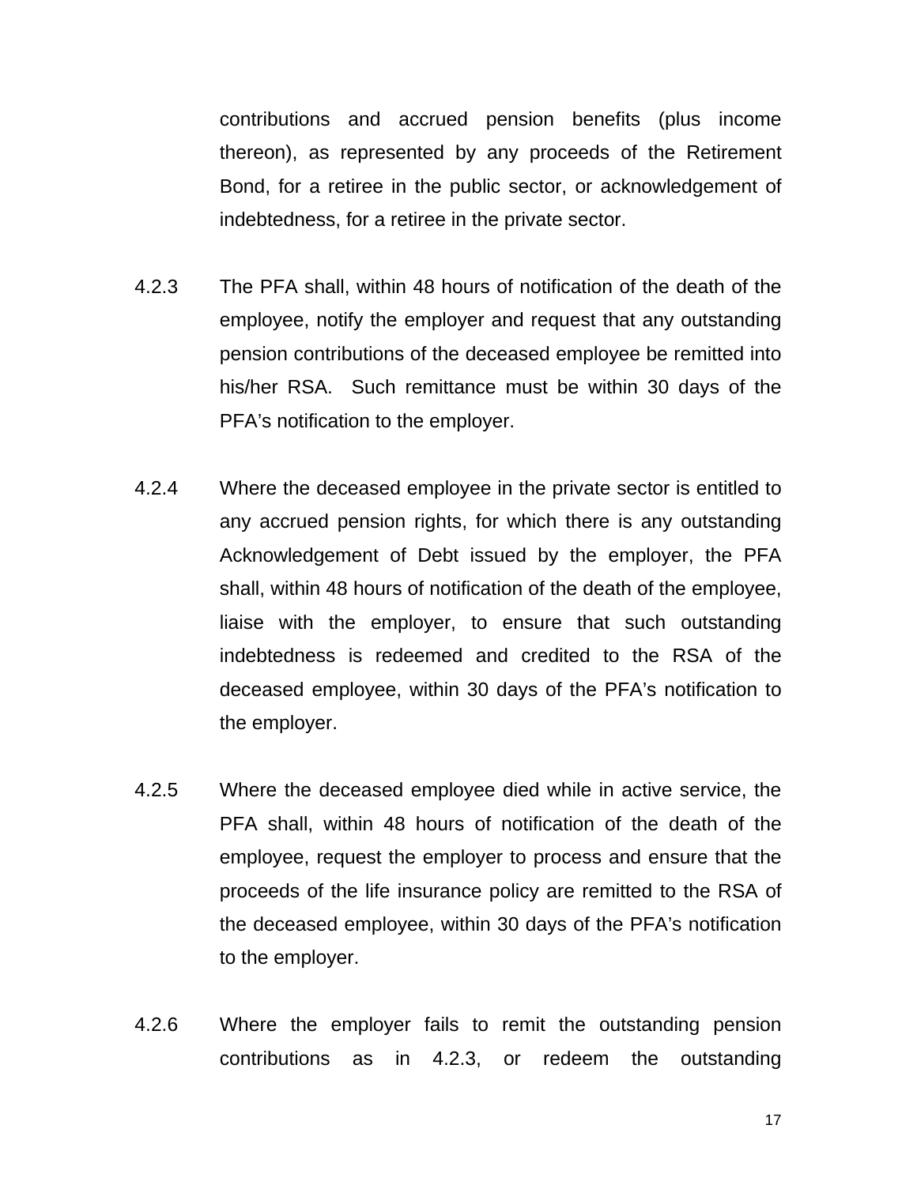contributions and accrued pension benefits (plus income thereon), as represented by any proceeds of the Retirement Bond, for a retiree in the public sector, or acknowledgement of indebtedness, for a retiree in the private sector.

4.2.3 The PFA shall, within 48 hours of notification of the death of the employee, notify the employer and request that any outstanding pension contributions of the deceased employee be remitted into his/her RSA. Such remittance must be within 30 days of the PFA's notification to the employer.

4.2.4 Where the deceased employee in the private sector is entitled to any accrued pension rights, for which there is any outstanding Acknowledgement of Debt issued by the employer, the PFA shall, within 48 hours of notification of the death of the employee, liaise with the employer, to ensure that such outstanding indebtedness is redeemed and credited to the RSA of the deceased employee, within 30 days of the PFA's notification to the employer.

4.2.5 Where the deceased employee died while in active service, the PFA shall, within 48 hours of notification of the death of the employee, request the employer to process and ensure that the proceeds of the life insurance policy are remitted to the RSA of the deceased employee, within 30 days of the PFA's notification to the employer.

4.2.6 Where the employer fails to remit the outstanding pension contributions as in 4.2.3, or redeem the outstanding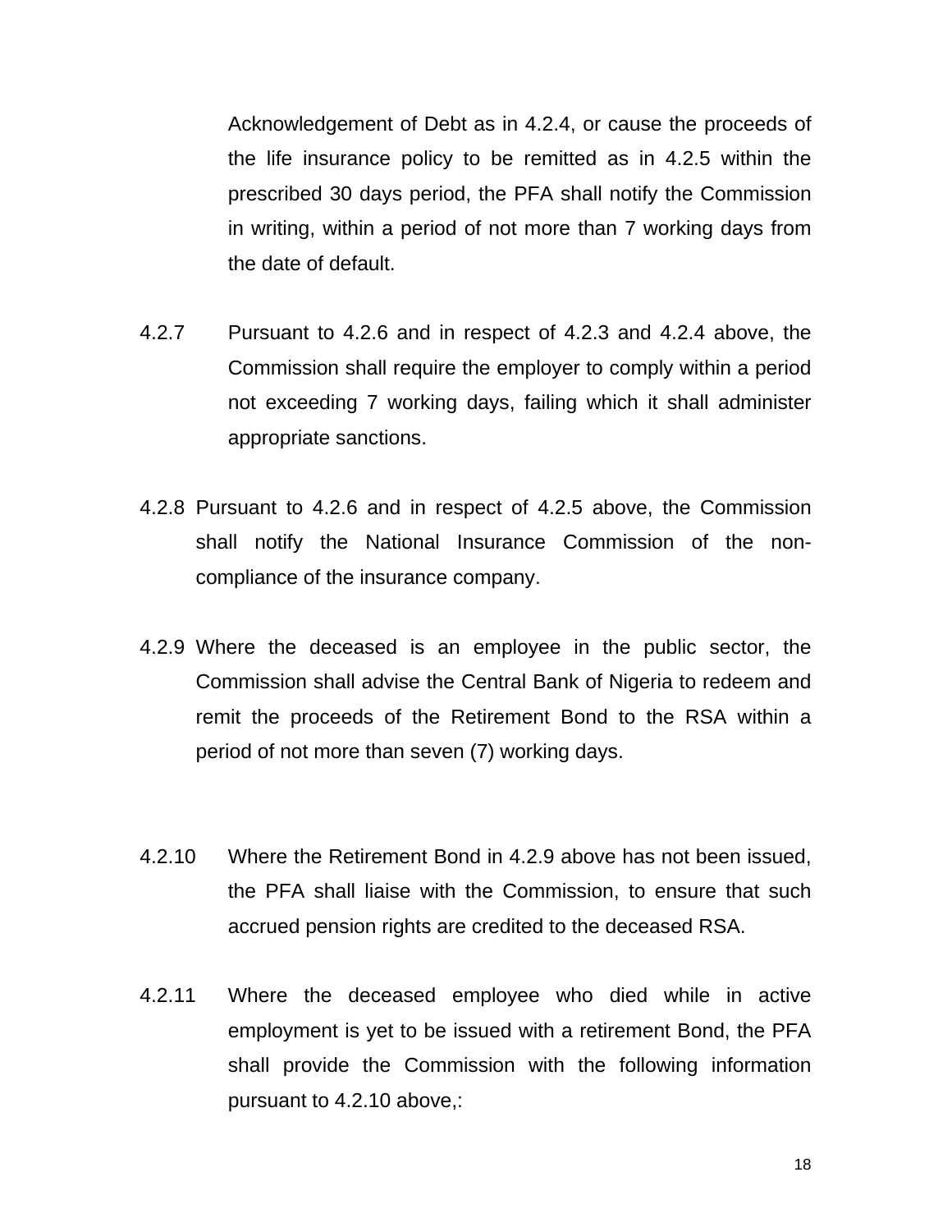Acknowledgement of Debt as in 4.2.4, or cause the proceeds of the life insurance policy to be remitted as in 4.2.5 within the prescribed 30 days period, the PFA shall notify the Commission in writing, within a period of not more than 7 working days from the date of default.

4.2.7 Pursuant to 4.2.6 and in respect of 4.2.3 and 4.2.4 above, the Commission shall require the employer to comply within a period not exceeding 7 working days, failing which it shall administer appropriate sanctions.

4.2.8 Pursuant to 4.2.6 and in respect of 4.2.5 above, the Commission shall notify the National Insurance Commission of the non-compliance of the insurance company.

4.2.9 Where the deceased is an employee in the public sector, the Commission shall advise the Central Bank of Nigeria to redeem and remit the proceeds of the Retirement Bond to the RSA within a period of not more than seven (7) working days.

4.2.10 Where the Retirement Bond in 4.2.9 above has not been issued, the PFA shall liaise with the Commission, to ensure that such accrued pension rights are credited to the deceased RSA.

4.2.11 Where the deceased employee who died while in active employment is yet to be issued with a retirement Bond, the PFA shall provide the Commission with the following information pursuant to 4.2.10 above,: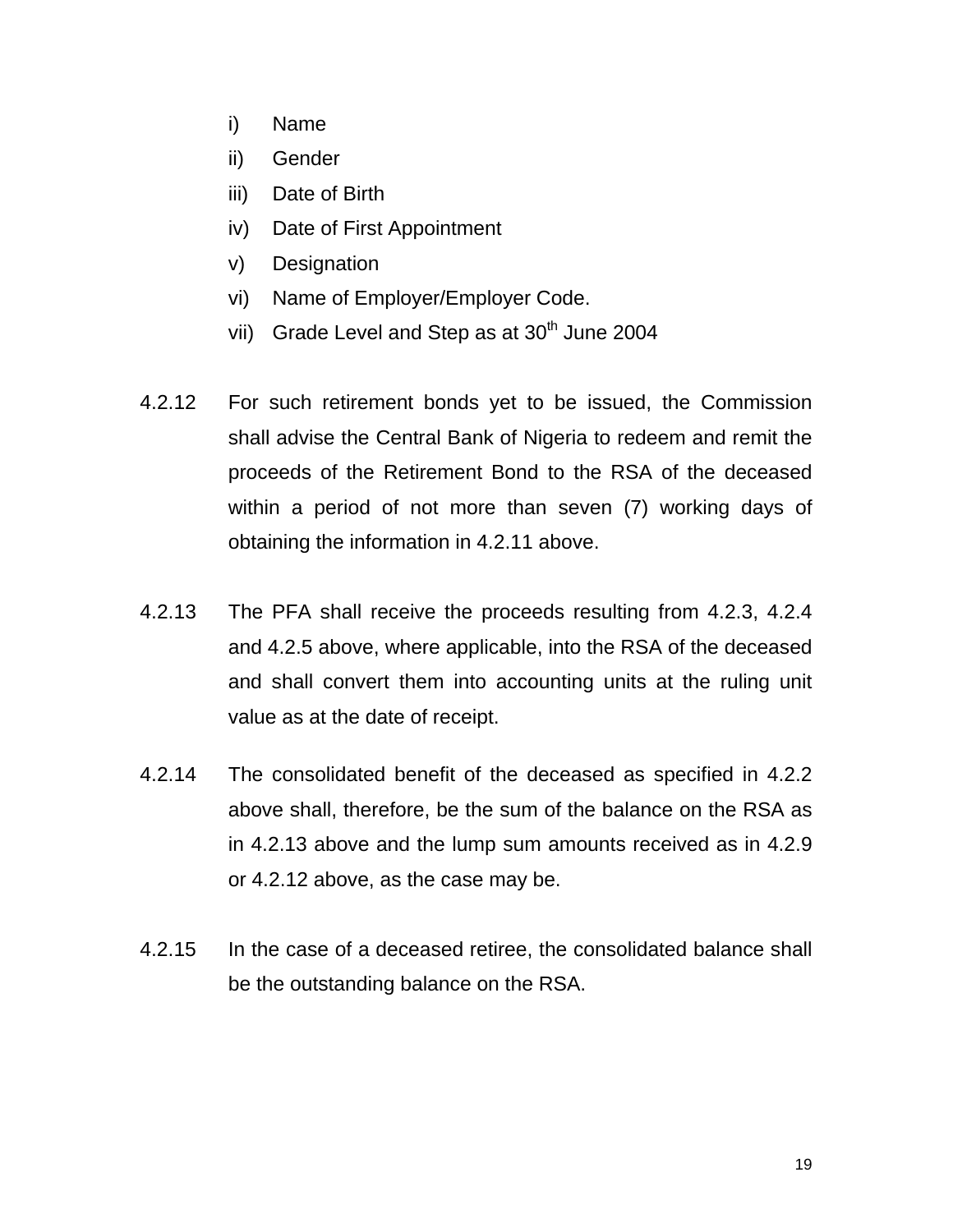i) Name
ii) Gender
iii) Date of Birth
iv) Date of First Appointment
v) Designation
vi) Name of Employer/Employer Code.
vii) Grade Level and Step as at 30th June 2004

4.2.12 For such retirement bonds yet to be issued, the Commission shall advise the Central Bank of Nigeria to redeem and remit the proceeds of the Retirement Bond to the RSA of the deceased within a period of not more than seven (7) working days of obtaining the information in 4.2.11 above.

4.2.13 The PFA shall receive the proceeds resulting from 4.2.3, 4.2.4 and 4.2.5 above, where applicable, into the RSA of the deceased and shall convert them into accounting units at the ruling unit value as at the date of receipt.

4.2.14 The consolidated benefit of the deceased as specified in 4.2.2 above shall, therefore, be the sum of the balance on the RSA as in 4.2.13 above and the lump sum amounts received as in 4.2.9 or 4.2.12 above, as the case may be.

4.2.15 In the case of a deceased retiree, the consolidated balance shall be the outstanding balance on the RSA.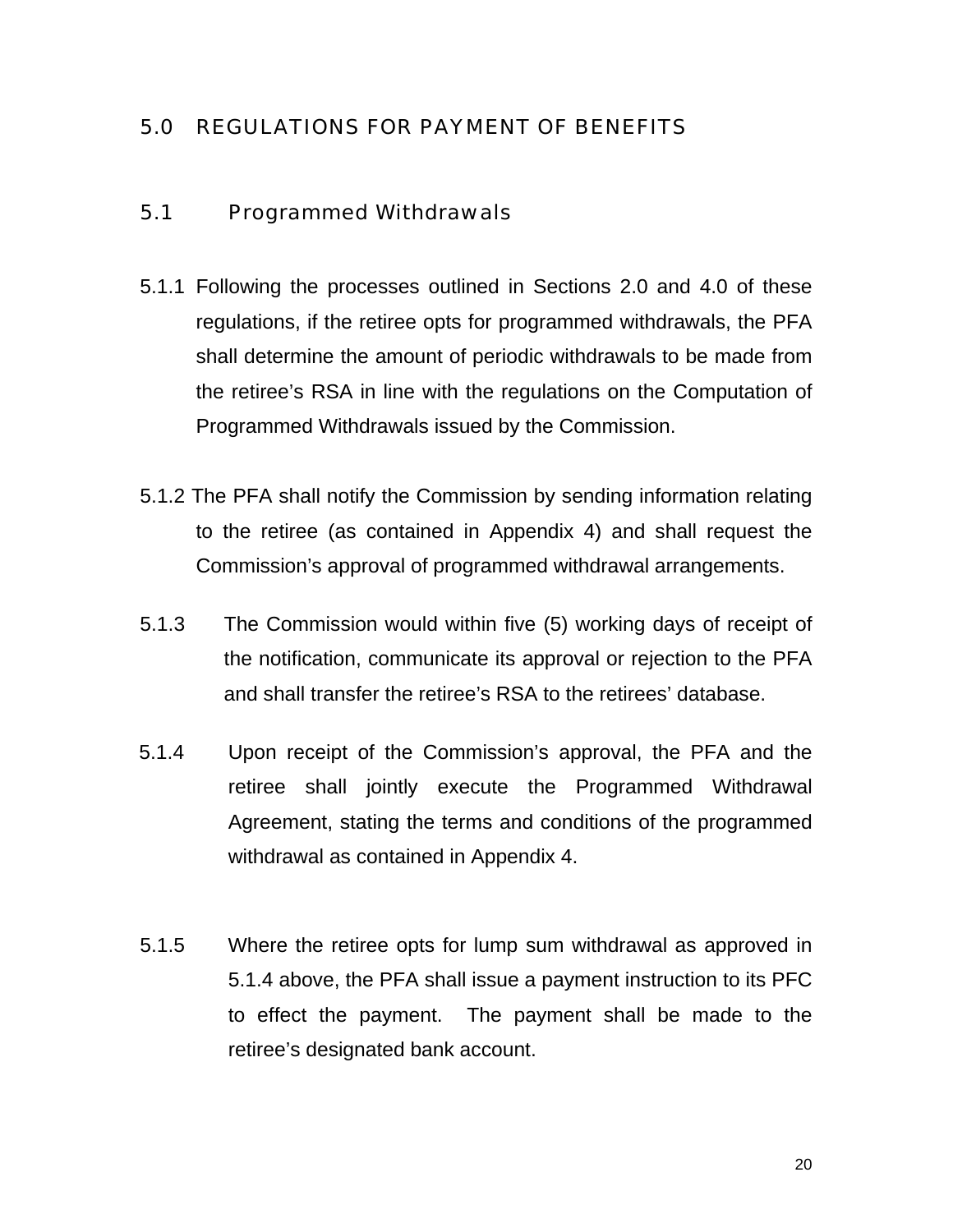## 5.0 REGULATIONS FOR PAYMENT OF BENEFITS

### 5.1 Programmed Withdrawals

5.1.1 Following the processes outlined in Sections 2.0 and 4.0 of these regulations, if the retiree opts for programmed withdrawals, the PFA shall determine the amount of periodic withdrawals to be made from the retiree's RSA in line with the regulations on the Computation of Programmed Withdrawals issued by the Commission.

5.1.2 The PFA shall notify the Commission by sending information relating to the retiree (as contained in Appendix 4) and shall request the Commission's approval of programmed withdrawal arrangements.

5.1.3 The Commission would within five (5) working days of receipt of the notification, communicate its approval or rejection to the PFA and shall transfer the retiree's RSA to the retirees' database.

5.1.4 Upon receipt of the Commission's approval, the PFA and the retiree shall jointly execute the Programmed Withdrawal Agreement, stating the terms and conditions of the programmed withdrawal as contained in Appendix 4.

5.1.5 Where the retiree opts for lump sum withdrawal as approved in 5.1.4 above, the PFA shall issue a payment instruction to its PFC to effect the payment. The payment shall be made to the retiree's designated bank account.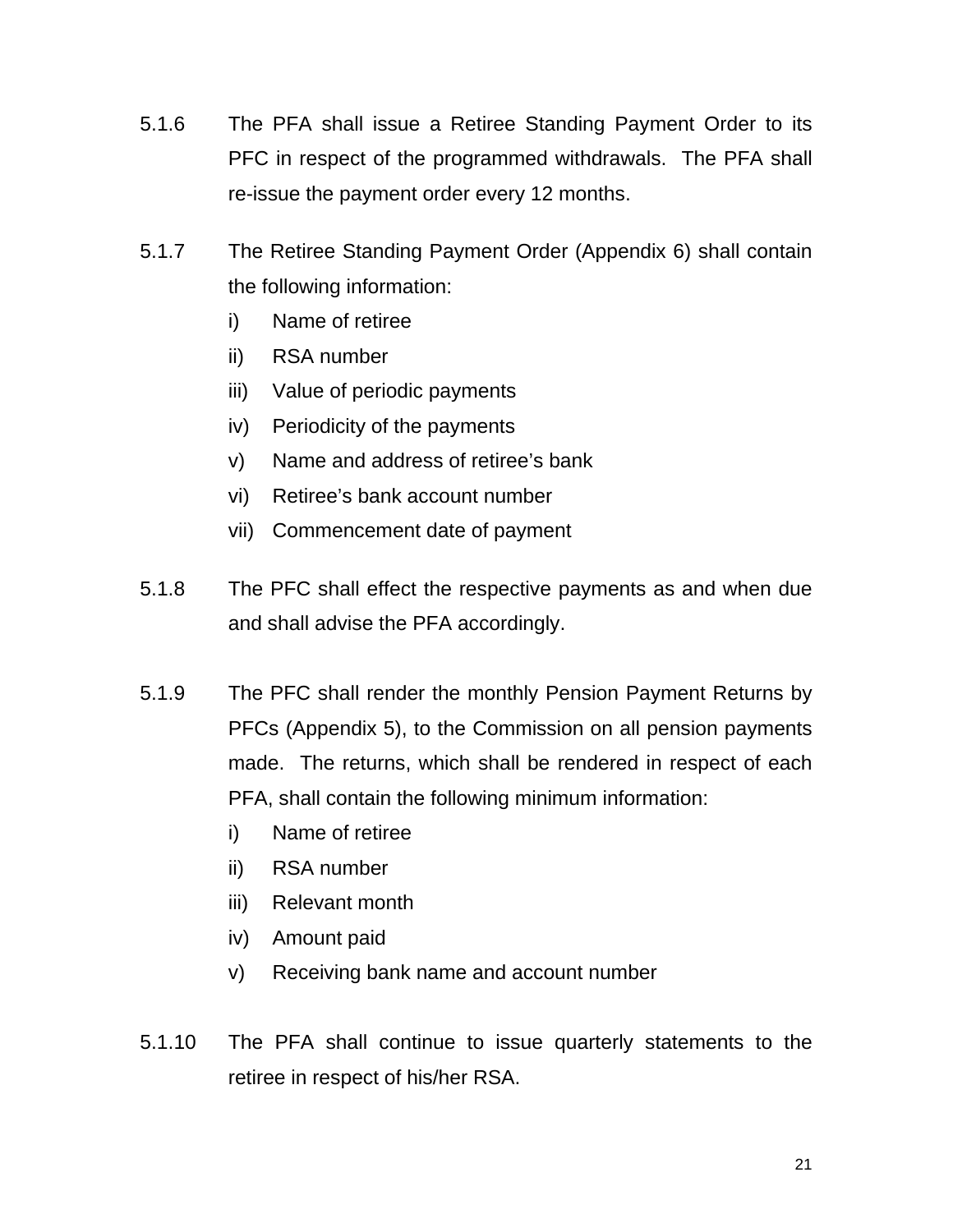5.1.6 The PFA shall issue a Retiree Standing Payment Order to its PFC in respect of the programmed withdrawals. The PFA shall re-issue the payment order every 12 months.

5.1.7 The Retiree Standing Payment Order (Appendix 6) shall contain the following information:

i) Name of retiree
ii) RSA number
iii) Value of periodic payments
iv) Periodicity of the payments
v) Name and address of retiree's bank
vi) Retiree's bank account number
vii) Commencement date of payment

5.1.8 The PFC shall effect the respective payments as and when due and shall advise the PFA accordingly.

5.1.9 The PFC shall render the monthly Pension Payment Returns by PFCs (Appendix 5), to the Commission on all pension payments made. The returns, which shall be rendered in respect of each PFA, shall contain the following minimum information:

i) Name of retiree
ii) RSA number
iii) Relevant month
iv) Amount paid
v) Receiving bank name and account number

5.1.10 The PFA shall continue to issue quarterly statements to the retiree in respect of his/her RSA.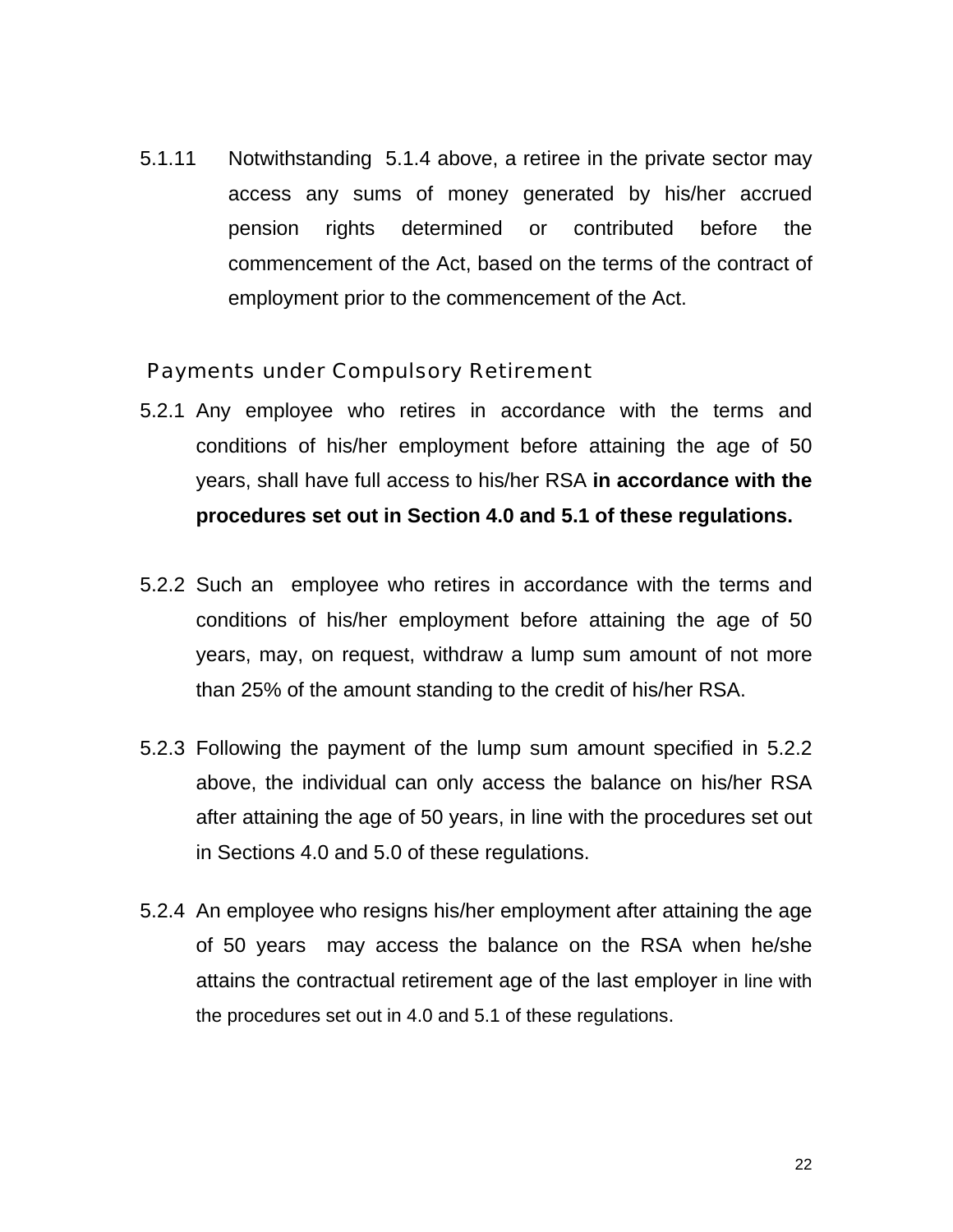5.1.11 Notwithstanding 5.1.4 above, a retiree in the private sector may access any sums of money generated by his/her accrued pension rights determined or contributed before the commencement of the Act, based on the terms of the contract of employment prior to the commencement of the Act.

### Payments under Compulsory Retirement

5.2.1 Any employee who retires in accordance with the terms and conditions of his/her employment before attaining the age of 50 years, shall have full access to his/her RSA **in accordance with the procedures set out in Section 4.0 and 5.1 of these regulations.**

5.2.2 Such an employee who retires in accordance with the terms and conditions of his/her employment before attaining the age of 50 years, may, on request, withdraw a lump sum amount of not more than 25% of the amount standing to the credit of his/her RSA.

5.2.3 Following the payment of the lump sum amount specified in 5.2.2 above, the individual can only access the balance on his/her RSA after attaining the age of 50 years, in line with the procedures set out in Sections 4.0 and 5.0 of these regulations.

5.2.4 An employee who resigns his/her employment after attaining the age of 50 years may access the balance on the RSA when he/she attains the contractual retirement age of the last employer in line with the procedures set out in 4.0 and 5.1 of these regulations.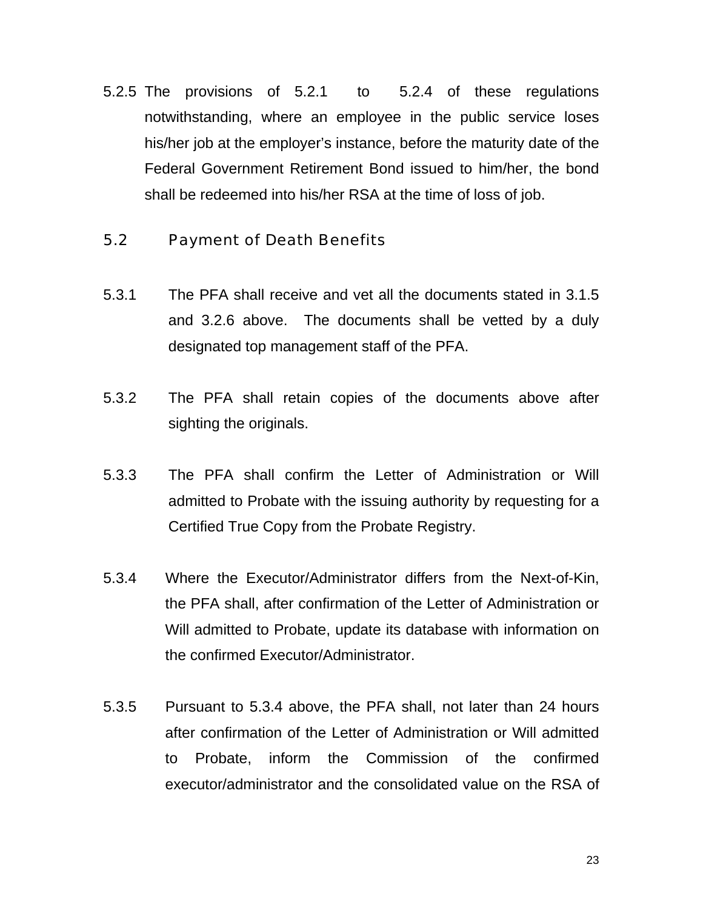5.2.5 The provisions of 5.2.1 to 5.2.4 of these regulations notwithstanding, where an employee in the public service loses his/her job at the employer's instance, before the maturity date of the Federal Government Retirement Bond issued to him/her, the bond shall be redeemed into his/her RSA at the time of loss of job.

## 5.2 Payment of Death Benefits

5.3.1 The PFA shall receive and vet all the documents stated in 3.1.5 and 3.2.6 above. The documents shall be vetted by a duly designated top management staff of the PFA.

5.3.2 The PFA shall retain copies of the documents above after sighting the originals.

5.3.3 The PFA shall confirm the Letter of Administration or Will admitted to Probate with the issuing authority by requesting for a Certified True Copy from the Probate Registry.

5.3.4 Where the Executor/Administrator differs from the Next-of-Kin, the PFA shall, after confirmation of the Letter of Administration or Will admitted to Probate, update its database with information on the confirmed Executor/Administrator.

5.3.5 Pursuant to 5.3.4 above, the PFA shall, not later than 24 hours after confirmation of the Letter of Administration or Will admitted to Probate, inform the Commission of the confirmed executor/administrator and the consolidated value on the RSA of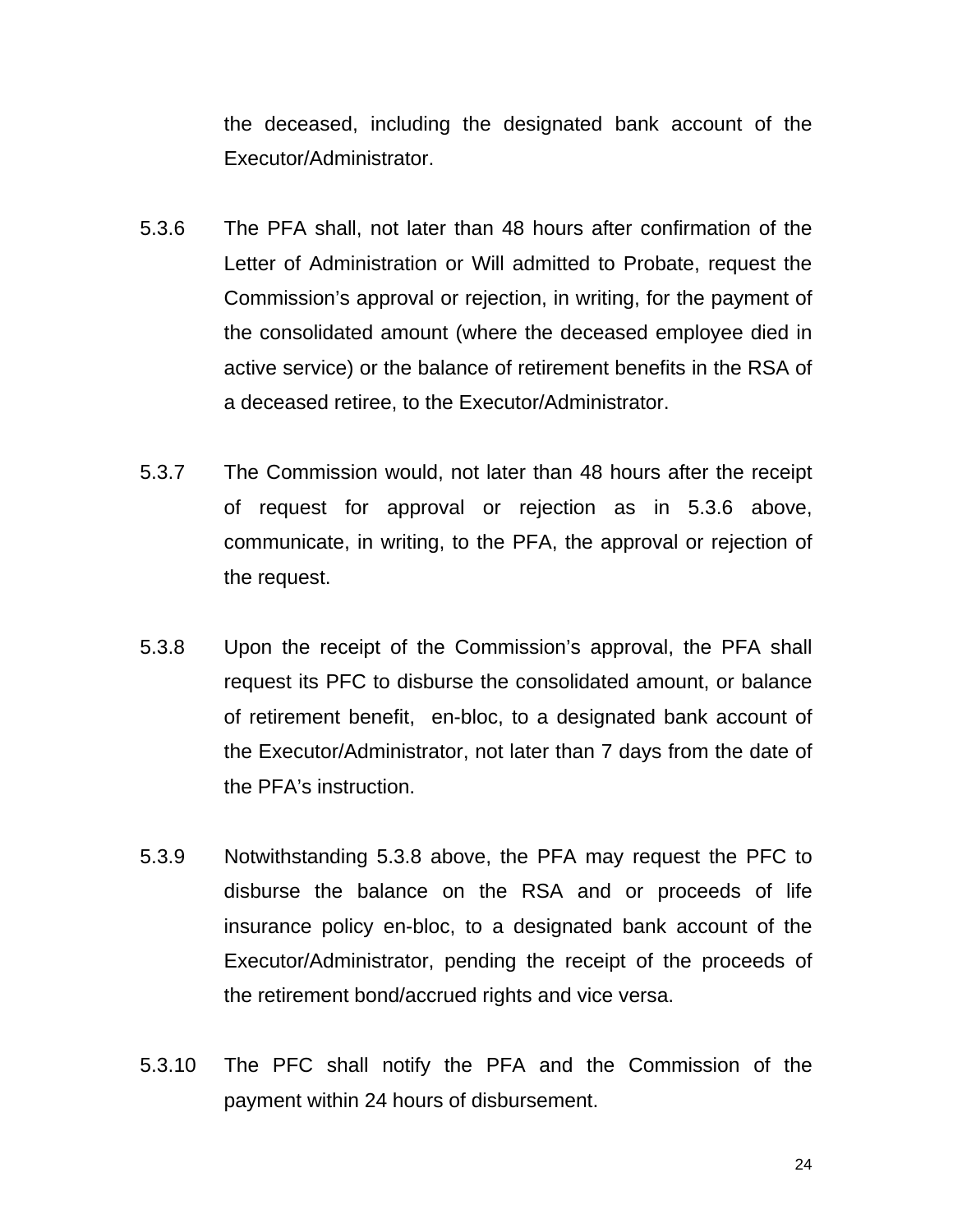the deceased, including the designated bank account of the Executor/Administrator.

5.3.6 The PFA shall, not later than 48 hours after confirmation of the Letter of Administration or Will admitted to Probate, request the Commission's approval or rejection, in writing, for the payment of the consolidated amount (where the deceased employee died in active service) or the balance of retirement benefits in the RSA of a deceased retiree, to the Executor/Administrator.

5.3.7 The Commission would, not later than 48 hours after the receipt of request for approval or rejection as in 5.3.6 above, communicate, in writing, to the PFA, the approval or rejection of the request.

5.3.8 Upon the receipt of the Commission's approval, the PFA shall request its PFC to disburse the consolidated amount, or balance of retirement benefit, en-bloc, to a designated bank account of the Executor/Administrator, not later than 7 days from the date of the PFA's instruction.

5.3.9 Notwithstanding 5.3.8 above, the PFA may request the PFC to disburse the balance on the RSA and or proceeds of life insurance policy en-bloc, to a designated bank account of the Executor/Administrator, pending the receipt of the proceeds of the retirement bond/accrued rights and vice versa.

5.3.10 The PFC shall notify the PFA and the Commission of the payment within 24 hours of disbursement.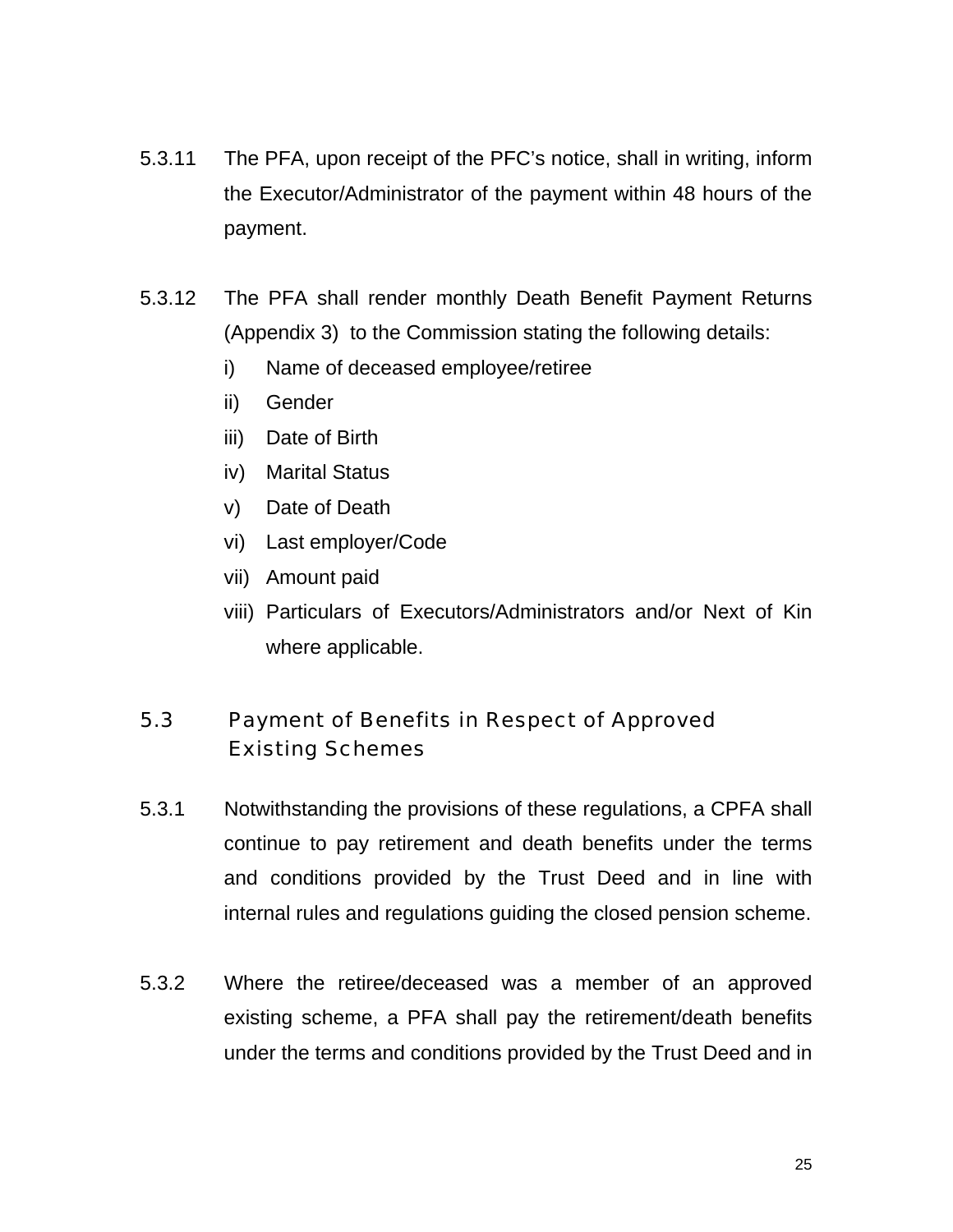5.3.11 The PFA, upon receipt of the PFC's notice, shall in writing, inform the Executor/Administrator of the payment within 48 hours of the payment.

5.3.12 The PFA shall render monthly Death Benefit Payment Returns (Appendix 3) to the Commission stating the following details:

i) Name of deceased employee/retiree
ii) Gender
iii) Date of Birth
iv) Marital Status
v) Date of Death
vi) Last employer/Code
vii) Amount paid
viii) Particulars of Executors/Administrators and/or Next of Kin where applicable.

## 5.3 Payment of Benefits in Respect of Approved Existing Schemes

5.3.1 Notwithstanding the provisions of these regulations, a CPFA shall continue to pay retirement and death benefits under the terms and conditions provided by the Trust Deed and in line with internal rules and regulations guiding the closed pension scheme.

5.3.2 Where the retiree/deceased was a member of an approved existing scheme, a PFA shall pay the retirement/death benefits under the terms and conditions provided by the Trust Deed and in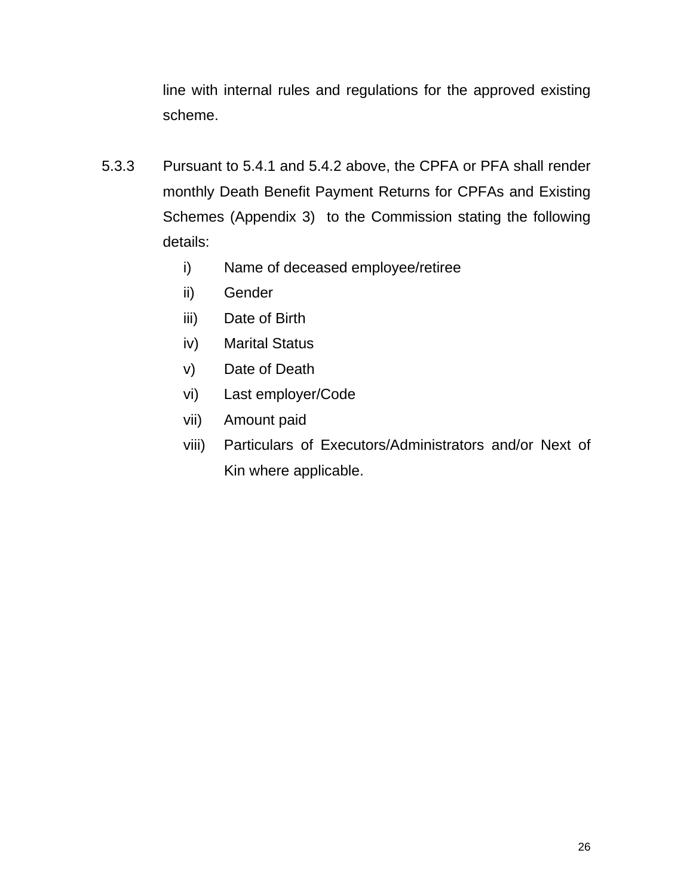line with internal rules and regulations for the approved existing scheme.

5.3.3 Pursuant to 5.4.1 and 5.4.2 above, the CPFA or PFA shall render monthly Death Benefit Payment Returns for CPFAs and Existing Schemes (Appendix 3) to the Commission stating the following details:

i) Name of deceased employee/retiree
ii) Gender
iii) Date of Birth
iv) Marital Status
v) Date of Death
vi) Last employer/Code
vii) Amount paid
viii) Particulars of Executors/Administrators and/or Next of Kin where applicable.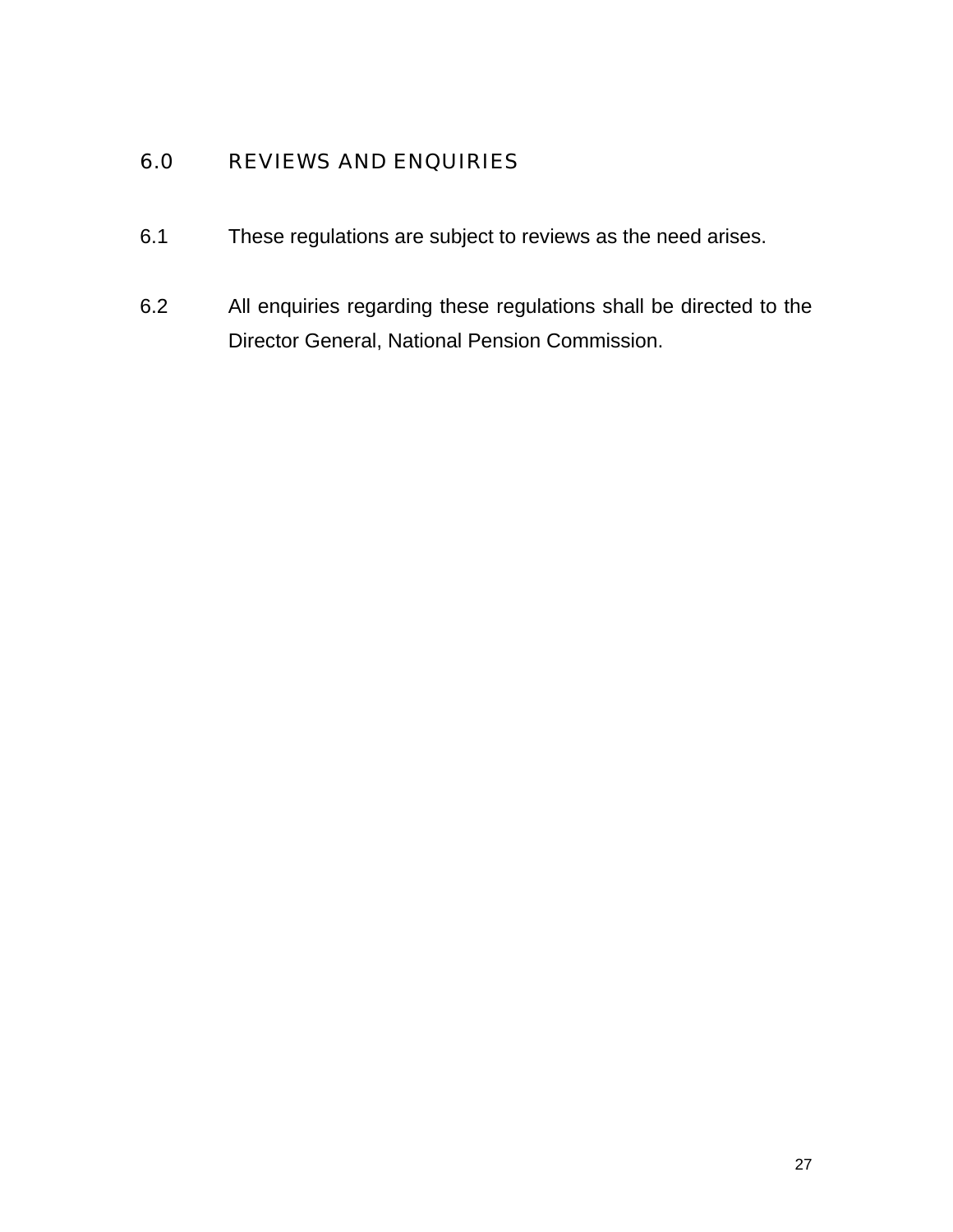## 6.0 REVIEWS AND ENQUIRIES

6.1 These regulations are subject to reviews as the need arises.

6.2 All enquiries regarding these regulations shall be directed to the Director General, National Pension Commission.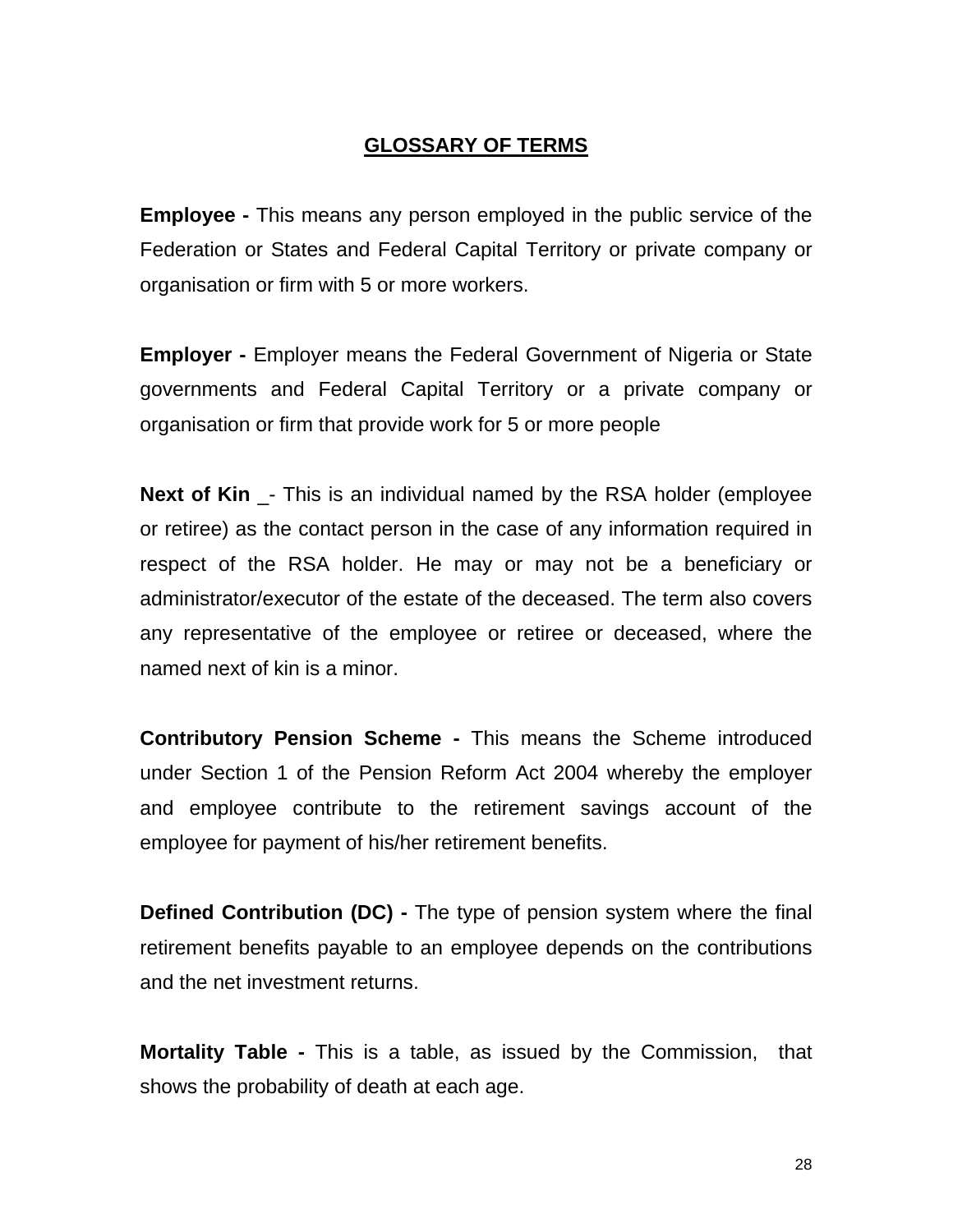## GLOSSARY OF TERMS

**Employee -** This means any person employed in the public service of the Federation or States and Federal Capital Territory or private company or organisation or firm with 5 or more workers.

**Employer -** Employer means the Federal Government of Nigeria or State governments and Federal Capital Territory or a private company or organisation or firm that provide work for 5 or more people

**Next of Kin** _- This is an individual named by the RSA holder (employee or retiree) as the contact person in the case of any information required in respect of the RSA holder. He may or may not be a beneficiary or administrator/executor of the estate of the deceased. The term also covers any representative of the employee or retiree or deceased, where the named next of kin is a minor.

**Contributory Pension Scheme -** This means the Scheme introduced under Section 1 of the Pension Reform Act 2004 whereby the employer and employee contribute to the retirement savings account of the employee for payment of his/her retirement benefits.

**Defined Contribution (DC) -** The type of pension system where the final retirement benefits payable to an employee depends on the contributions and the net investment returns.

**Mortality Table -** This is a table, as issued by the Commission, that shows the probability of death at each age.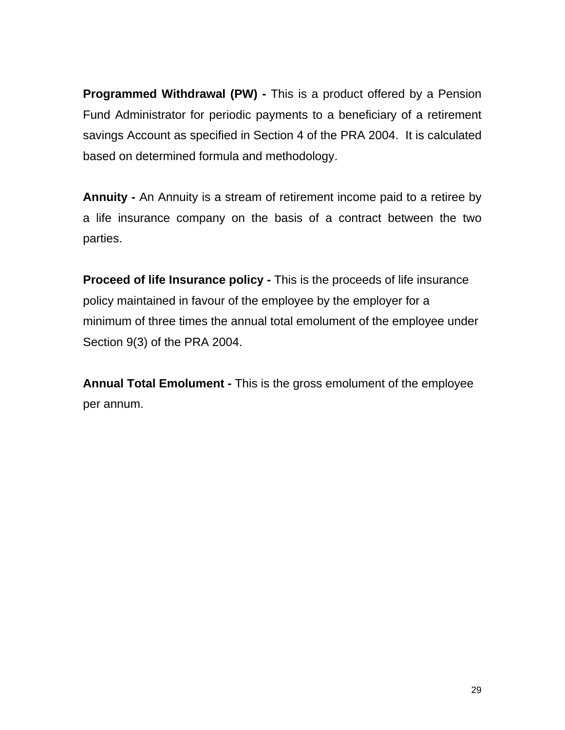**Programmed Withdrawal (PW) -** This is a product offered by a Pension Fund Administrator for periodic payments to a beneficiary of a retirement savings Account as specified in Section 4 of the PRA 2004. It is calculated based on determined formula and methodology.

**Annuity -** An Annuity is a stream of retirement income paid to a retiree by a life insurance company on the basis of a contract between the two parties.

**Proceed of life Insurance policy -** This is the proceeds of life insurance policy maintained in favour of the employee by the employer for a minimum of three times the annual total emolument of the employee under Section 9(3) of the PRA 2004.

**Annual Total Emolument -** This is the gross emolument of the employee per annum.